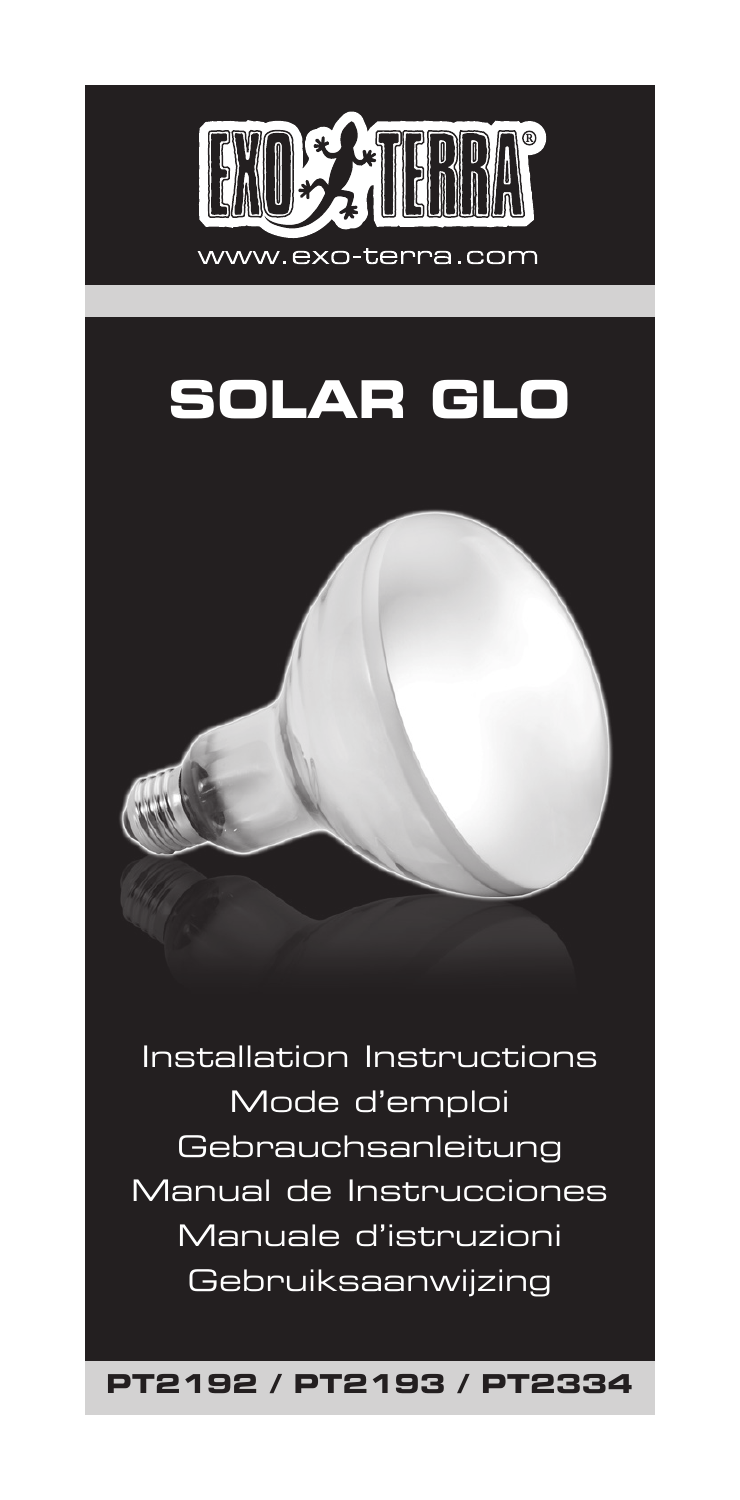EXO TERRA®

www.exo-terra.com

# SOLAR GLO

Installation Instructions
Mode d'emploi
Gebrauchsanleitung
Manual de Instrucciones
Manuale d'istruzioni
Gebruiksaanwijzing

**PT2192 / PT2193 / PT2334**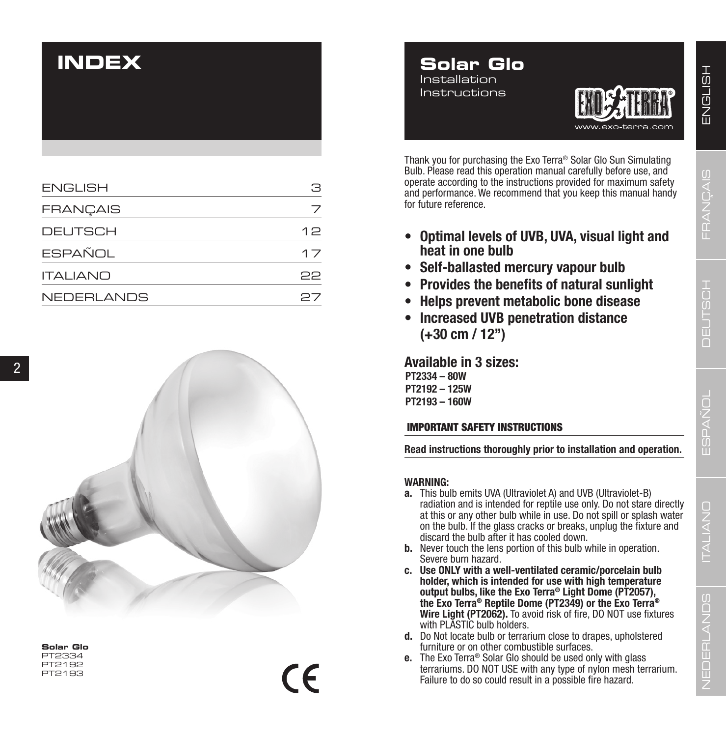# INDEX

| | |
|---|---|
| ENGLISH | 3 |
| FRANÇAIS | 7 |
| DEUTSCH | 12 |
| ESPAÑOL | 17 |
| ITALIANO | 22 |
| NEDERLANDS | 27 |

**Solar Glo**
PT2334
PT2192
PT2193

# Solar Glo

Installation Instructions

www.exo-terra.com

Thank you for purchasing the Exo Terra® Solar Glo Sun Simulating Bulb. Please read this operation manual carefully before use, and operate according to the instructions provided for maximum safety and performance. We recommend that you keep this manual handy for future reference.

- **Optimal levels of UVB, UVA, visual light and heat in one bulb**
- **Self-ballasted mercury vapour bulb**
- **Provides the benefits of natural sunlight**
- **Helps prevent metabolic bone disease**
- **Increased UVB penetration distance (+30 cm / 12")**

## Available in 3 sizes:

**PT2334 – 80W**
**PT2192 – 125W**
**PT2193 – 160W**

### IMPORTANT SAFETY INSTRUCTIONS

**Read instructions thoroughly prior to installation and operation.**

**WARNING:**

**a.** This bulb emits UVA (Ultraviolet A) and UVB (Ultraviolet-B) radiation and is intended for reptile use only. Do not stare directly at this or any other bulb while in use. Do not spill or splash water on the bulb. If the glass cracks or breaks, unplug the fixture and discard the bulb after it has cooled down.

**b.** Never touch the lens portion of this bulb while in operation. Severe burn hazard.

**c. Use ONLY with a well-ventilated ceramic/porcelain bulb holder, which is intended for use with high temperature output bulbs, like the Exo Terra® Light Dome (PT2057), the Exo Terra® Reptile Dome (PT2349) or the Exo Terra® Wire Light (PT2062).** To avoid risk of fire, DO NOT use fixtures with PLASTIC bulb holders.

**d.** Do Not locate bulb or terrarium close to drapes, upholstered furniture or on other combustible surfaces.

**e.** The Exo Terra® Solar Glo should be used only with glass terrariums. DO NOT USE with any type of nylon mesh terrarium. Failure to do so could result in a possible fire hazard.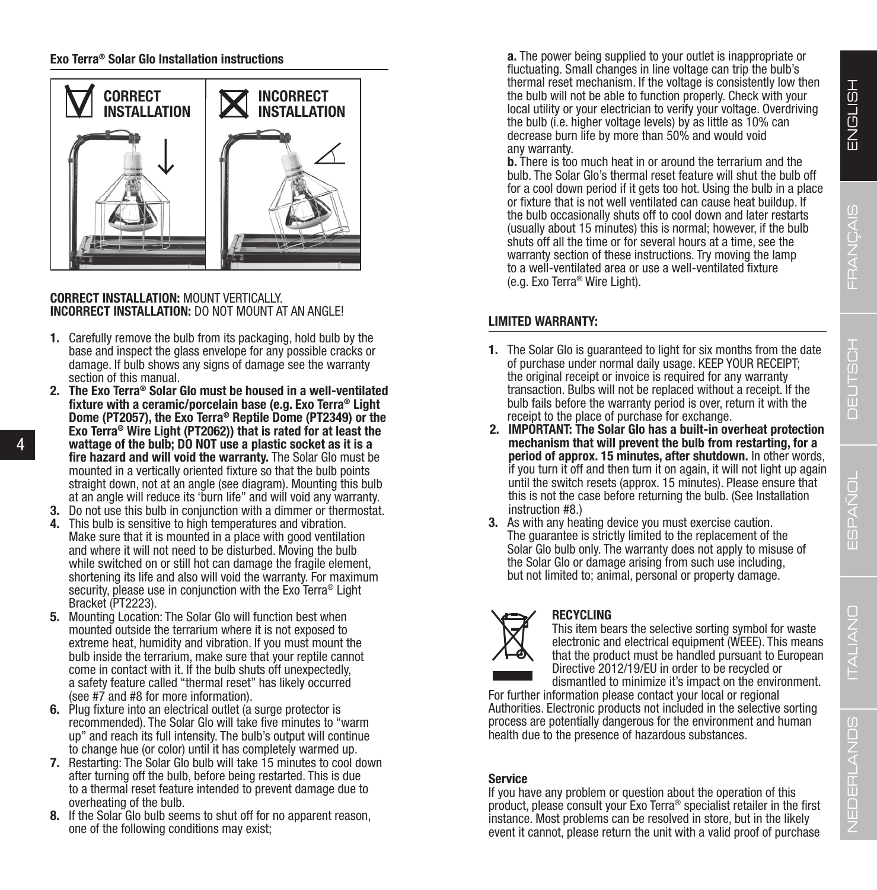## Exo Terra® Solar Glo Installation instructions

**CORRECT INSTALLATION**

**INCORRECT INSTALLATION**

**CORRECT INSTALLATION:** MOUNT VERTICALLY.
**INCORRECT INSTALLATION:** DO NOT MOUNT AT AN ANGLE!

1. Carefully remove the bulb from its packaging, hold bulb by the base and inspect the glass envelope for any possible cracks or damage. If bulb shows any signs of damage see the warranty section of this manual.
2. **The Exo Terra® Solar Glo must be housed in a well-ventilated fixture with a ceramic/porcelain base (e.g. Exo Terra® Light Dome (PT2057), the Exo Terra® Reptile Dome (PT2349) or the Exo Terra® Wire Light (PT2062)) that is rated for at least the wattage of the bulb; DO NOT use a plastic socket as it is a fire hazard and will void the warranty.** The Solar Glo must be mounted in a vertically oriented fixture so that the bulb points straight down, not at an angle (see diagram). Mounting this bulb at an angle will reduce its 'burn life" and will void any warranty.
3. Do not use this bulb in conjunction with a dimmer or thermostat.
4. This bulb is sensitive to high temperatures and vibration. Make sure that it is mounted in a place with good ventilation and where it will not need to be disturbed. Moving the bulb while switched on or still hot can damage the fragile element, shortening its life and also will void the warranty. For maximum security, please use in conjunction with the Exo Terra® Light Bracket (PT2223).
5. Mounting Location: The Solar Glo will function best when mounted outside the terrarium where it is not exposed to extreme heat, humidity and vibration. If you must mount the bulb inside the terrarium, make sure that your reptile cannot come in contact with it. If the bulb shuts off unexpectedly, a safety feature called "thermal reset" has likely occurred (see #7 and #8 for more information).
6. Plug fixture into an electrical outlet (a surge protector is recommended). The Solar Glo will take five minutes to "warm up" and reach its full intensity. The bulb's output will continue to change hue (or color) until it has completely warmed up.
7. Restarting: The Solar Glo bulb will take 15 minutes to cool down after turning off the bulb, before being restarted. This is due to a thermal reset feature intended to prevent damage due to overheating of the bulb.
8. If the Solar Glo bulb seems to shut off for no apparent reason, one of the following conditions may exist;

   **a.** The power being supplied to your outlet is inappropriate or fluctuating. Small changes in line voltage can trip the bulb's thermal reset mechanism. If the voltage is consistently low then the bulb will not be able to function properly. Check with your local utility or your electrician to verify your voltage. Overdriving the bulb (i.e. higher voltage levels) by as little as 10% can decrease burn life by more than 50% and would void any warranty.

   **b.** There is too much heat in or around the terrarium and the bulb. The Solar Glo's thermal reset feature will shut the bulb off for a cool down period if it gets too hot. Using the bulb in a place or fixture that is not well ventilated can cause heat buildup. If the bulb occasionally shuts off to cool down and later restarts (usually about 15 minutes) this is normal; however, if the bulb shuts off all the time or for several hours at a time, see the warranty section of these instructions. Try moving the lamp to a well-ventilated area or use a well-ventilated fixture (e.g. Exo Terra® Wire Light).

### LIMITED WARRANTY:

1. The Solar Glo is guaranteed to light for six months from the date of purchase under normal daily usage. KEEP YOUR RECEIPT; the original receipt or invoice is required for any warranty transaction. Bulbs will not be replaced without a receipt. If the bulb fails before the warranty period is over, return it with the receipt to the place of purchase for exchange.
2. **IMPORTANT: The Solar Glo has a built-in overheat protection mechanism that will prevent the bulb from restarting, for a period of approx. 15 minutes, after shutdown.** In other words, if you turn it off and then turn it on again, it will not light up again until the switch resets (approx. 15 minutes). Please ensure that this is not the case before returning the bulb. (See Installation instruction #8.)
3. As with any heating device you must exercise caution. The guarantee is strictly limited to the replacement of the Solar Glo bulb only. The warranty does not apply to misuse of the Solar Glo or damage arising from such use including, but not limited to; animal, personal or property damage.

### RECYCLING

This item bears the selective sorting symbol for waste electronic and electrical equipment (WEEE). This means that the product must be handled pursuant to European Directive 2012/19/EU in order to be recycled or dismantled to minimize it's impact on the environment. For further information please contact your local or regional Authorities. Electronic products not included in the selective sorting process are potentially dangerous for the environment and human health due to the presence of hazardous substances.

### Service

If you have any problem or question about the operation of this product, please consult your Exo Terra® specialist retailer in the first instance. Most problems can be resolved in store, but in the likely event it cannot, please return the unit with a valid proof of purchase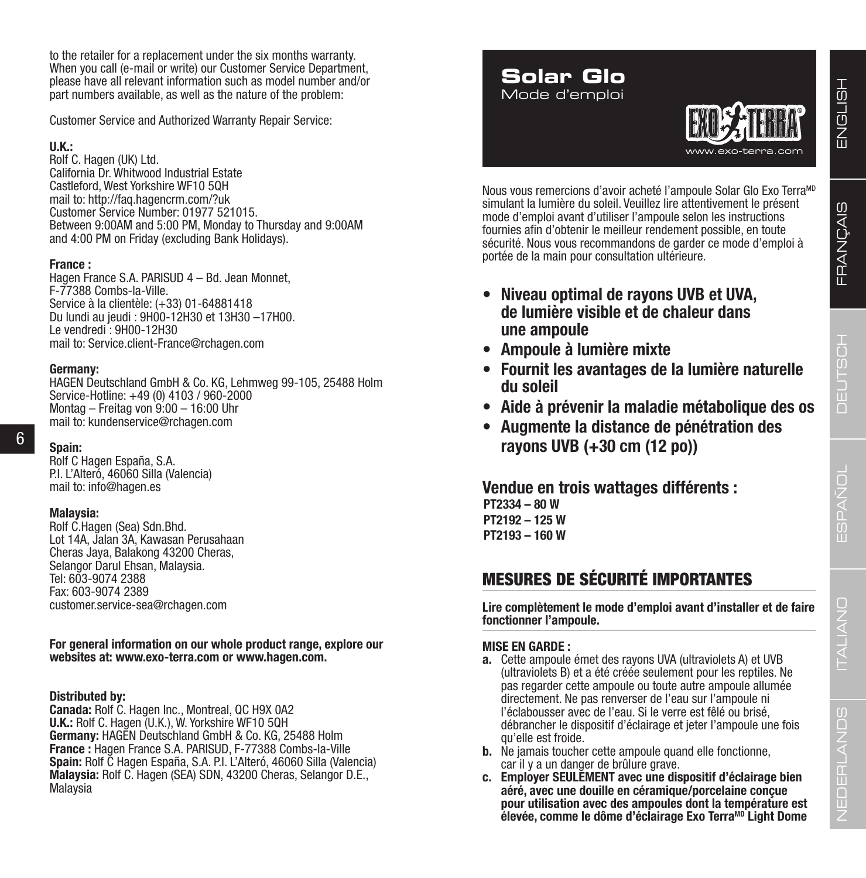to the retailer for a replacement under the six months warranty. When you call (e-mail or write) our Customer Service Department, please have all relevant information such as model number and/or part numbers available, as well as the nature of the problem:

Customer Service and Authorized Warranty Repair Service:

**U.K.:**
Rolf C. Hagen (UK) Ltd.
California Dr. Whitwood Industrial Estate
Castleford, West Yorkshire WF10 5QH
mail to: http://faq.hagencrm.com/?uk
Customer Service Number: 01977 521015.
Between 9:00AM and 5:00 PM, Monday to Thursday and 9:00AM and 4:00 PM on Friday (excluding Bank Holidays).

**France :**
Hagen France S.A. PARISUD 4 – Bd. Jean Monnet,
F-77388 Combs-la-Ville.
Service à la clientèle: (+33) 01-64881418
Du lundi au jeudi : 9H00-12H30 et 13H30 –17H00.
Le vendredi : 9H00-12H30
mail to: Service.client-France@rchagen.com

**Germany:**
HAGEN Deutschland GmbH & Co. KG, Lehmweg 99-105, 25488 Holm
Service-Hotline: +49 (0) 4103 / 960-2000
Montag – Freitag von 9:00 – 16:00 Uhr
mail to: kundenservice@rchagen.com

**Spain:**
Rolf C Hagen España, S.A.
P.I. L'Alteró, 46060 Silla (Valencia)
mail to: info@hagen.es

**Malaysia:**
Rolf C.Hagen (Sea) Sdn.Bhd.
Lot 14A, Jalan 3A, Kawasan Perusahaan
Cheras Jaya, Balakong 43200 Cheras,
Selangor Darul Ehsan, Malaysia.
Tel: 603-9074 2388
Fax: 603-9074 2389
customer.service-sea@rchagen.com

**For general information on our whole product range, explore our websites at: www.exo-terra.com or www.hagen.com.**

**Distributed by:**
**Canada:** Rolf C. Hagen Inc., Montreal, QC H9X 0A2
**U.K.:** Rolf C. Hagen (U.K.), W. Yorkshire WF10 5QH
**Germany:** HAGEN Deutschland GmbH & Co. KG, 25488 Holm
**France :** Hagen France S.A. PARISUD, F-77388 Combs-la-Ville
**Spain:** Rolf C Hagen España, S.A. P.I. L'Alteró, 46060 Silla (Valencia)
**Malaysia:** Rolf C. Hagen (SEA) SDN, 43200 Cheras, Selangor D.E., Malaysia

# Solar Glo
Mode d'emploi

EXO TERRA®
www.exo-terra.com

Nous vous remercions d'avoir acheté l'ampoule Solar Glo Exo Terra[MD] simulant la lumière du soleil. Veuillez lire attentivement le présent mode d'emploi avant d'utiliser l'ampoule selon les instructions fournies afin d'obtenir le meilleur rendement possible, en toute sécurité. Nous vous recommandons de garder ce mode d'emploi à portée de la main pour consultation ultérieure.

- **Niveau optimal de rayons UVB et UVA, de lumière visible et de chaleur dans une ampoule**
- **Ampoule à lumière mixte**
- **Fournit les avantages de la lumière naturelle du soleil**
- **Aide à prévenir la maladie métabolique des os**
- **Augmente la distance de pénétration des rayons UVB (+30 cm (12 po))**

**Vendue en trois wattages différents :**
**PT2334 – 80 W**
**PT2192 – 125 W**
**PT2193 – 160 W**

## MESURES DE SÉCURITÉ IMPORTANTES

**Lire complètement le mode d'emploi avant d'installer et de faire fonctionner l'ampoule.**

**MISE EN GARDE :**

**a.** Cette ampoule émet des rayons UVA (ultraviolets A) et UVB (ultraviolets B) et a été créée seulement pour les reptiles. Ne pas regarder cette ampoule ou toute autre ampoule allumée directement. Ne pas renverser de l'eau sur l'ampoule ni l'éclabousser avec de l'eau. Si le verre est fêlé ou brisé, débrancher le dispositif d'éclairage et jeter l'ampoule une fois qu'elle est froide.

**b.** Ne jamais toucher cette ampoule quand elle fonctionne, car il y a un danger de brûlure grave.

**c. Employer SEULEMENT avec une dispositif d'éclairage bien aéré, avec une douille en céramique/porcelaine conçue pour utilisation avec des ampoules dont la température est élevée, comme le dôme d'éclairage Exo Terra[MD] Light Dome**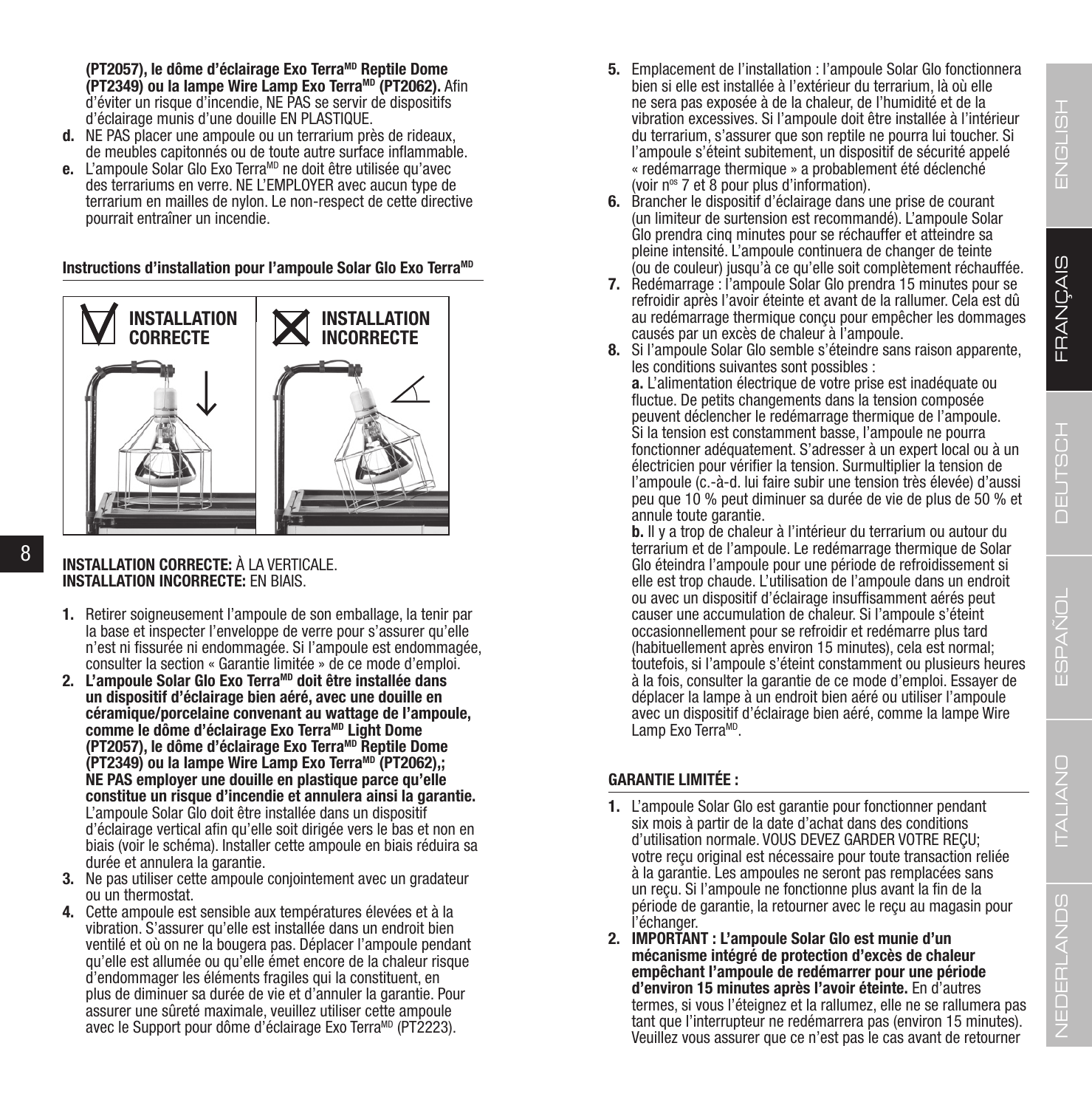**(PT2057), le dôme d'éclairage Exo Terra[MD] Reptile Dome (PT2349) ou la lampe Wire Lamp Exo Terra[MD] (PT2062).** Afin d'éviter un risque d'incendie, NE PAS se servir de dispositifs d'éclairage munis d'une douille EN PLASTIQUE.

**d.** NE PAS placer une ampoule ou un terrarium près de rideaux, de meubles capitonnés ou de toute autre surface inflammable.

**e.** L'ampoule Solar Glo Exo Terra[MD] ne doit être utilisée qu'avec des terrariums en verre. NE L'EMPLOYER avec aucun type de terrarium en mailles de nylon. Le non-respect de cette directive pourrait entraîner un incendie.

## Instructions d'installation pour l'ampoule Solar Glo Exo Terra[MD]

INSTALLATION CORRECTE | INSTALLATION INCORRECTE

**INSTALLATION CORRECTE:** À LA VERTICALE.
**INSTALLATION INCORRECTE:** EN BIAIS.

1. Retirer soigneusement l'ampoule de son emballage, la tenir par la base et inspecter l'enveloppe de verre pour s'assurer qu'elle n'est ni fissurée ni endommagée. Si l'ampoule est endommagée, consulter la section « Garantie limitée » de ce mode d'emploi.
2. **L'ampoule Solar Glo Exo Terra[MD] doit être installée dans un dispositif d'éclairage bien aéré, avec une douille en céramique/porcelaine convenant au wattage de l'ampoule, comme le dôme d'éclairage Exo Terra[MD] Light Dome (PT2057), le dôme d'éclairage Exo Terra[MD] Reptile Dome (PT2349) ou la lampe Wire Lamp Exo Terra[MD] (PT2062),; NE PAS employer une douille en plastique parce qu'elle constitue un risque d'incendie et annulera ainsi la garantie.** L'ampoule Solar Glo doit être installée dans un dispositif d'éclairage vertical afin qu'elle soit dirigée vers le bas et non en biais (voir le schéma). Installer cette ampoule en biais réduira sa durée et annulera la garantie.
3. Ne pas utiliser cette ampoule conjointement avec un gradateur ou un thermostat.
4. Cette ampoule est sensible aux températures élevées et à la vibration. S'assurer qu'elle est installée dans un endroit bien ventilé et où on ne la bougera pas. Déplacer l'ampoule pendant qu'elle est allumée ou qu'elle émet encore de la chaleur risque d'endommager les éléments fragiles qui la constituent, en plus de diminuer sa durée de vie et d'annuler la garantie. Pour assurer une sûreté maximale, veuillez utiliser cette ampoule avec le Support pour dôme d'éclairage Exo Terra[MD] (PT2223).
5. Emplacement de l'installation : l'ampoule Solar Glo fonctionnera bien si elle est installée à l'extérieur du terrarium, là où elle ne sera pas exposée à de la chaleur, de l'humidité et de la vibration excessives. Si l'ampoule doit être installée à l'intérieur du terrarium, s'assurer que son reptile ne pourra lui toucher. Si l'ampoule s'éteint subitement, un dispositif de sécurité appelé « redémarrage thermique » a probablement été déclenché (voir n[os] 7 et 8 pour plus d'information).
6. Brancher le dispositif d'éclairage dans une prise de courant (un limiteur de surtension est recommandé). L'ampoule Solar Glo prendra cinq minutes pour se réchauffer et atteindre sa pleine intensité. L'ampoule continuera de changer de teinte (ou de couleur) jusqu'à ce qu'elle soit complètement réchauffée.
7. Redémarrage : l'ampoule Solar Glo prendra 15 minutes pour se refroidir après l'avoir éteinte et avant de la rallumer. Cela est dû au redémarrage thermique conçu pour empêcher les dommages causés par un excès de chaleur à l'ampoule.
8. Si l'ampoule Solar Glo semble s'éteindre sans raison apparente, les conditions suivantes sont possibles :
   **a.** L'alimentation électrique de votre prise est inadéquate ou fluctue. De petits changements dans la tension composée peuvent déclencher le redémarrage thermique de l'ampoule. Si la tension est constamment basse, l'ampoule ne pourra fonctionner adéquatement. S'adresser à un expert local ou à un électricien pour vérifier la tension. Surmultiplier la tension de l'ampoule (c.-à-d. lui faire subir une tension très élevée) d'aussi peu que 10 % peut diminuer sa durée de vie de plus de 50 % et annule toute garantie.
   **b.** Il y a trop de chaleur à l'intérieur du terrarium ou autour du terrarium et de l'ampoule. Le redémarrage thermique de Solar Glo éteindra l'ampoule pour une période de refroidissement si elle est trop chaude. L'utilisation de l'ampoule dans un endroit ou avec un dispositif d'éclairage insuffisamment aérés peut causer une accumulation de chaleur. Si l'ampoule s'éteint occasionnellement pour se refroidir et redémarre plus tard (habituellement après environ 15 minutes), cela est normal; toutefois, si l'ampoule s'éteint constamment ou plusieurs heures à la fois, consulter la garantie de ce mode d'emploi. Essayer de déplacer la lampe à un endroit bien aéré ou utiliser l'ampoule avec un dispositif d'éclairage bien aéré, comme la lampe Wire Lamp Exo Terra[MD].

## GARANTIE LIMITÉE :

1. L'ampoule Solar Glo est garantie pour fonctionner pendant six mois à partir de la date d'achat dans des conditions d'utilisation normale. VOUS DEVEZ GARDER VOTRE REÇU; votre reçu original est nécessaire pour toute transaction reliée à la garantie. Les ampoules ne seront pas remplacées sans un reçu. Si l'ampoule ne fonctionne plus avant la fin de la période de garantie, la retourner avec le reçu au magasin pour l'échanger.
2. **IMPORTANT : L'ampoule Solar Glo est munie d'un mécanisme intégré de protection d'excès de chaleur empêchant l'ampoule de redémarrer pour une période d'environ 15 minutes après l'avoir éteinte.** En d'autres termes, si vous l'éteignez et la rallumez, elle ne se rallumera pas tant que l'interrupteur ne redémarrera pas (environ 15 minutes). Veuillez vous assurer que ce n'est pas le cas avant de retourner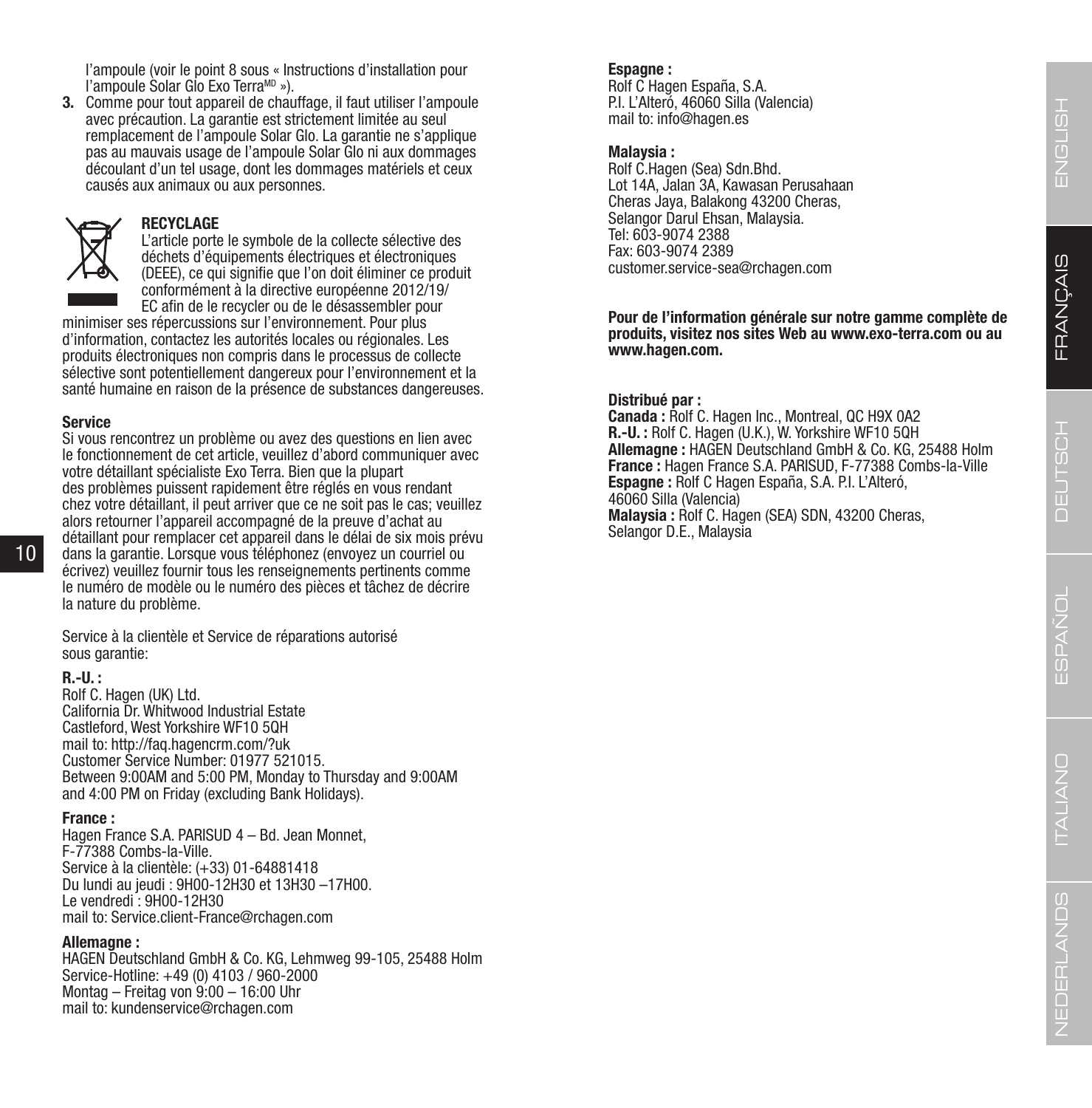l'ampoule (voir le point 8 sous « Instructions d'installation pour l'ampoule Solar Glo Exo Terra[MD] »).

3. Comme pour tout appareil de chauffage, il faut utiliser l'ampoule avec précaution. La garantie est strictement limitée au seul remplacement de l'ampoule Solar Glo. La garantie ne s'applique pas au mauvais usage de l'ampoule Solar Glo ni aux dommages découlant d'un tel usage, dont les dommages matériels et ceux causés aux animaux ou aux personnes.

**RECYCLAGE**

L'article porte le symbole de la collecte sélective des déchets d'équipements électriques et électroniques (DEEE), ce qui signifie que l'on doit éliminer ce produit conformément à la directive européenne 2012/19/EC afin de le recycler ou de le désassembler pour minimiser ses répercussions sur l'environnement. Pour plus d'information, contactez les autorités locales ou régionales. Les produits électroniques non compris dans le processus de collecte sélective sont potentiellement dangereux pour l'environnement et la santé humaine en raison de la présence de substances dangereuses.

**Service**

Si vous rencontrez un problème ou avez des questions en lien avec le fonctionnement de cet article, veuillez d'abord communiquer avec votre détaillant spécialiste Exo Terra. Bien que la plupart des problèmes puissent rapidement être réglés en vous rendant chez votre détaillant, il peut arriver que ce ne soit pas le cas; veuillez alors retourner l'appareil accompagné de la preuve d'achat au détaillant pour remplacer cet appareil dans le délai de six mois prévu dans la garantie. Lorsque vous téléphonez (envoyez un courriel ou écrivez) veuillez fournir tous les renseignements pertinents comme le numéro de modèle ou le numéro des pièces et tâchez de décrire la nature du problème.

Service à la clientèle et Service de réparations autorisé sous garantie:

**R.-U. :**
Rolf C. Hagen (UK) Ltd.
California Dr. Whitwood Industrial Estate
Castleford, West Yorkshire WF10 5QH
mail to: http://faq.hagencrm.com/?uk
Customer Service Number: 01977 521015.
Between 9:00AM and 5:00 PM, Monday to Thursday and 9:00AM and 4:00 PM on Friday (excluding Bank Holidays).

**France :**
Hagen France S.A. PARISUD 4 – Bd. Jean Monnet,
F-77388 Combs-la-Ville.
Service à la clientèle: (+33) 01-64881418
Du lundi au jeudi : 9H00-12H30 et 13H30 –17H00.
Le vendredi : 9H00-12H30
mail to: Service.client-France@rchagen.com

**Allemagne :**
HAGEN Deutschland GmbH & Co. KG, Lehmweg 99-105, 25488 Holm
Service-Hotline: +49 (0) 4103 / 960-2000
Montag – Freitag von 9:00 – 16:00 Uhr
mail to: kundenservice@rchagen.com

**Espagne :**
Rolf C Hagen España, S.A.
P.I. L'Alteró, 46060 Silla (Valencia)
mail to: info@hagen.es

**Malaysia :**
Rolf C.Hagen (Sea) Sdn.Bhd.
Lot 14A, Jalan 3A, Kawasan Perusahaan
Cheras Jaya, Balakong 43200 Cheras,
Selangor Darul Ehsan, Malaysia.
Tel: 603-9074 2388
Fax: 603-9074 2389
customer.service-sea@rchagen.com

**Pour de l'information générale sur notre gamme complète de produits, visitez nos sites Web au www.exo-terra.com ou au www.hagen.com.**

**Distribué par :**
**Canada :** Rolf C. Hagen Inc., Montreal, QC H9X 0A2
**R.-U. :** Rolf C. Hagen (U.K.), W. Yorkshire WF10 5QH
**Allemagne :** HAGEN Deutschland GmbH & Co. KG, 25488 Holm
**France :** Hagen France S.A. PARISUD, F-77388 Combs-la-Ville
**Espagne :** Rolf C Hagen España, S.A. P.I. L'Alteró, 46060 Silla (Valencia)
**Malaysia :** Rolf C. Hagen (SEA) SDN, 43200 Cheras, Selangor D.E., Malaysia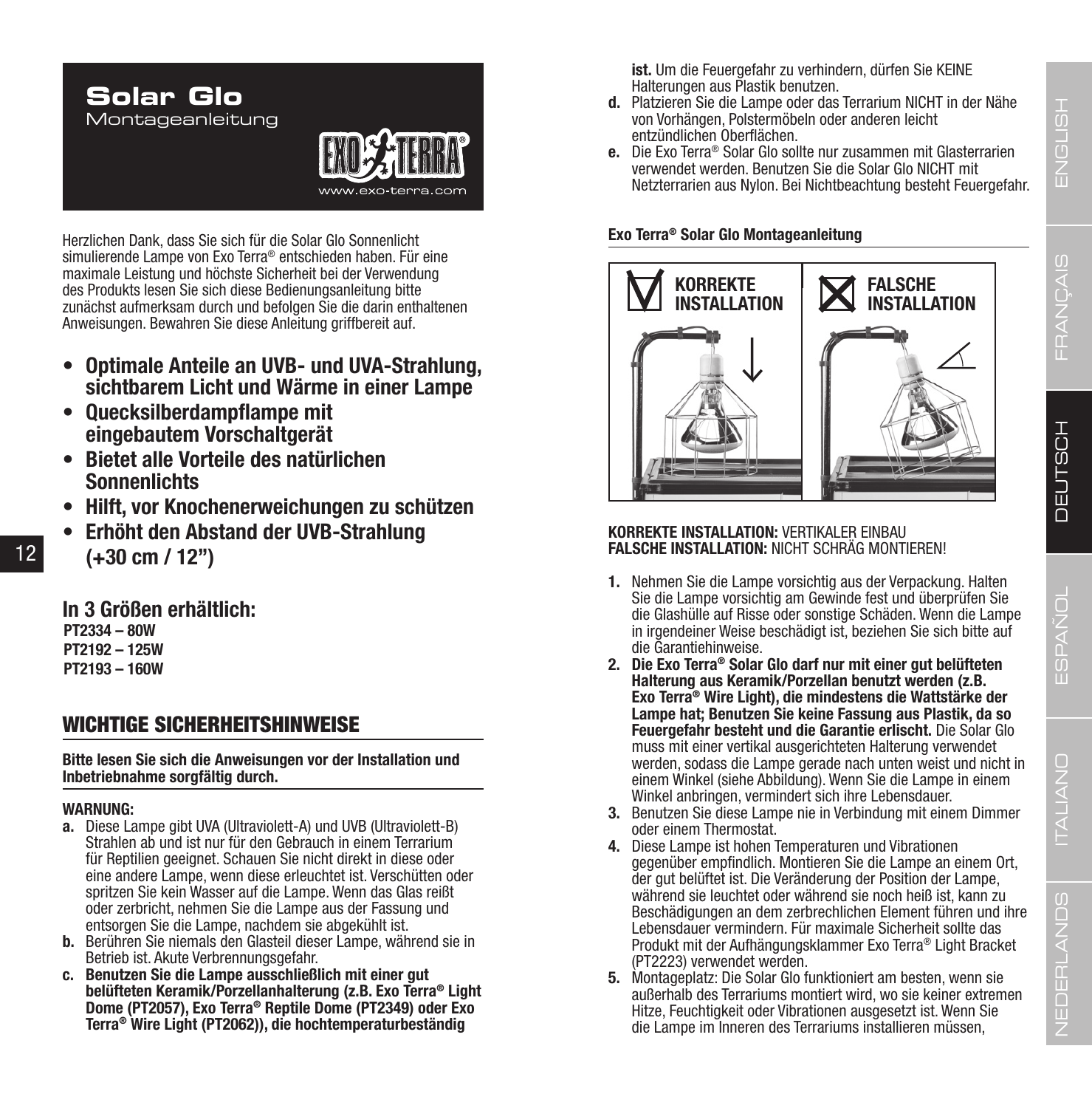# Solar Glo

Montageanleitung

EXO TERRA®

www.exo-terra.com

Herzlichen Dank, dass Sie sich für die Solar Glo Sonnenlicht simulierende Lampe von Exo Terra® entschieden haben. Für eine maximale Leistung und höchste Sicherheit bei der Verwendung des Produkts lesen Sie sich diese Bedienungsanleitung bitte zunächst aufmerksam durch und befolgen Sie die darin enthaltenen Anweisungen. Bewahren Sie diese Anleitung griffbereit auf.

- **Optimale Anteile an UVB- und UVA-Strahlung, sichtbarem Licht und Wärme in einer Lampe**
- **Quecksilberdampflampe mit eingebautem Vorschaltgerät**
- **Bietet alle Vorteile des natürlichen Sonnenlichts**
- **Hilft, vor Knochenerweichungen zu schützen**
- **Erhöht den Abstand der UVB-Strahlung (+30 cm / 12")**

**In 3 Größen erhältlich:**

**PT2334 – 80W**
**PT2192 – 125W**
**PT2193 – 160W**

## WICHTIGE SICHERHEITSHINWEISE

**Bitte lesen Sie sich die Anweisungen vor der Installation und Inbetriebnahme sorgfältig durch.**

**WARNUNG:**

**a.** Diese Lampe gibt UVA (Ultraviolett-A) und UVB (Ultraviolett-B) Strahlen ab und ist nur für den Gebrauch in einem Terrarium für Reptilien geeignet. Schauen Sie nicht direkt in diese oder eine andere Lampe, wenn diese erleuchtet ist. Verschütten oder spritzen Sie kein Wasser auf die Lampe. Wenn das Glas reißt oder zerbricht, nehmen Sie die Lampe aus der Fassung und entsorgen Sie die Lampe, nachdem sie abgekühlt ist.

**b.** Berühren Sie niemals den Glasteil dieser Lampe, während sie in Betrieb ist. Akute Verbrennungsgefahr.

**c. Benutzen Sie die Lampe ausschließlich mit einer gut belüfteten Keramik/Porzellanhalterung (z.B. Exo Terra® Light Dome (PT2057), Exo Terra® Reptile Dome (PT2349) oder Exo Terra® Wire Light (PT2062)), die hochtemperaturbeständig ist.** Um die Feuergefahr zu verhindern, dürfen Sie KEINE Halterungen aus Plastik benutzen.

**d.** Platzieren Sie die Lampe oder das Terrarium NICHT in der Nähe von Vorhängen, Polstermöbeln oder anderen leicht entzündlichen Oberflächen.

**e.** Die Exo Terra® Solar Glo sollte nur zusammen mit Glasterrarien verwendet werden. Benutzen Sie die Solar Glo NICHT mit Netzterrarien aus Nylon. Bei Nichtbeachtung besteht Feuergefahr.

**Exo Terra® Solar Glo Montageanleitung**

KORREKTE INSTALLATION | FALSCHE INSTALLATION

**KORREKTE INSTALLATION:** VERTIKALER EINBAU
**FALSCHE INSTALLATION:** NICHT SCHRÄG MONTIEREN!

1. Nehmen Sie die Lampe vorsichtig aus der Verpackung. Halten Sie die Lampe vorsichtig am Gewinde fest und überprüfen Sie die Glashülle auf Risse oder sonstige Schäden. Wenn die Lampe in irgendeiner Weise beschädigt ist, beziehen Sie sich bitte auf die Garantiehinweise.
2. **Die Exo Terra® Solar Glo darf nur mit einer gut belüfteten Halterung aus Keramik/Porzellan benutzt werden (z.B. Exo Terra® Wire Light), die mindestens die Wattstärke der Lampe hat; Benutzen Sie keine Fassung aus Plastik, da so Feuergefahr besteht und die Garantie erlischt.** Die Solar Glo muss mit einer vertikal ausgerichteten Halterung verwendet werden, sodass die Lampe gerade nach unten weist und nicht in einem Winkel (siehe Abbildung). Wenn Sie die Lampe in einem Winkel anbringen, vermindert sich ihre Lebensdauer.
3. Benutzen Sie diese Lampe nie in Verbindung mit einem Dimmer oder einem Thermostat.
4. Diese Lampe ist hohen Temperaturen und Vibrationen gegenüber empfindlich. Montieren Sie die Lampe an einem Ort, der gut belüftet ist. Die Veränderung der Position der Lampe, während sie leuchtet oder während sie noch heiß ist, kann zu Beschädigungen an dem zerbrechlichen Element führen und ihre Lebensdauer vermindern. Für maximale Sicherheit sollte das Produkt mit der Aufhängungsklammer Exo Terra® Light Bracket (PT2223) verwendet werden.
5. Montageplatz: Die Solar Glo funktioniert am besten, wenn sie außerhalb des Terrariums montiert wird, wo sie keiner extremen Hitze, Feuchtigkeit oder Vibrationen ausgesetzt ist. Wenn Sie die Lampe im Inneren des Terrariums installieren müssen,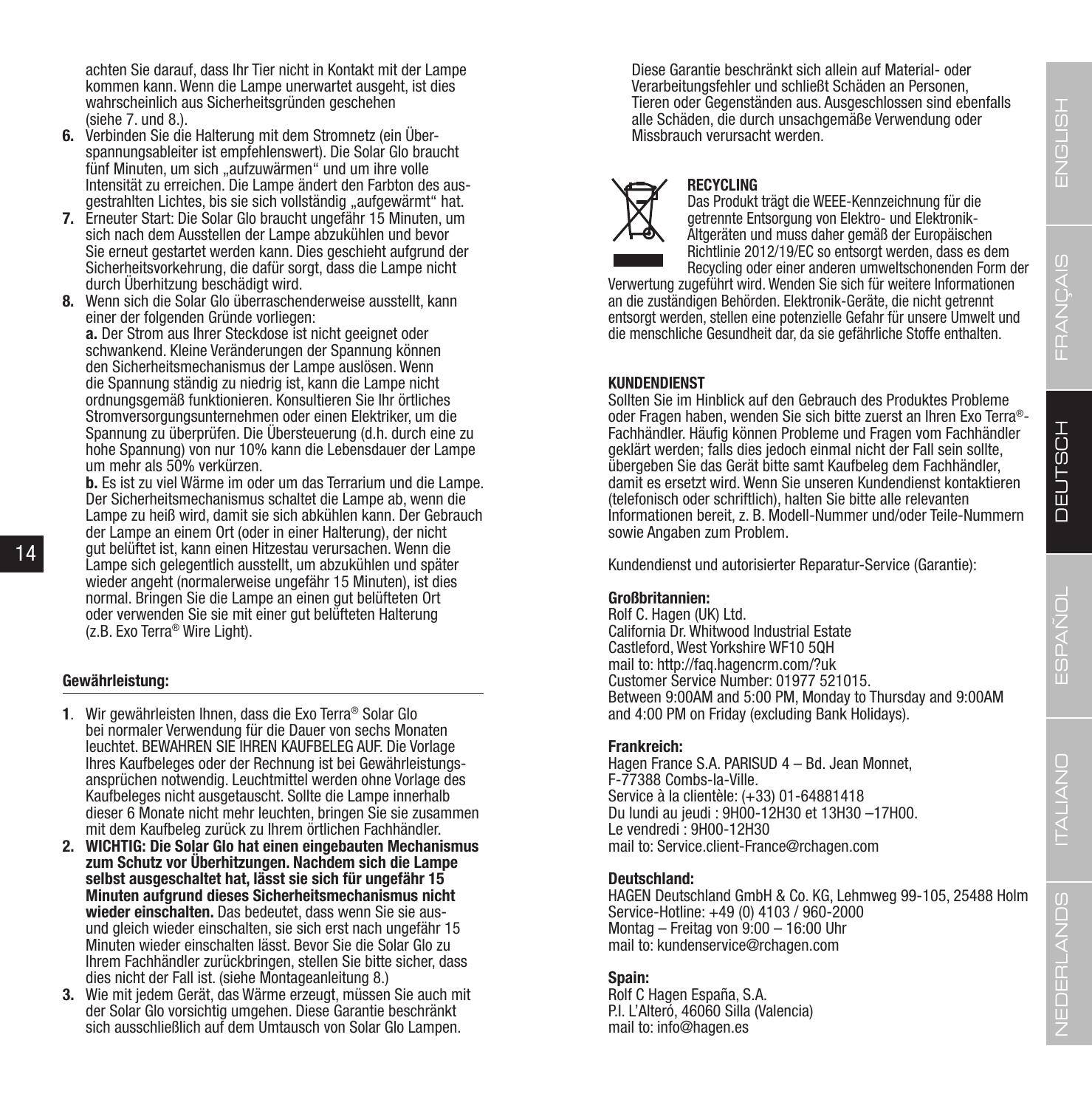achten Sie darauf, dass Ihr Tier nicht in Kontakt mit der Lampe kommen kann. Wenn die Lampe unerwartet ausgeht, ist dies wahrscheinlich aus Sicherheitsgründen geschehen (siehe 7. und 8.).

**6.** Verbinden Sie die Halterung mit dem Stromnetz (ein Überspannungsableiter ist empfehlenswert). Die Solar Glo braucht fünf Minuten, um sich „aufzuwärmen" und um ihre volle Intensität zu erreichen. Die Lampe ändert den Farbton des ausgestrahlten Lichtes, bis sie sich vollständig „aufgewärmt" hat.

**7.** Erneuter Start: Die Solar Glo braucht ungefähr 15 Minuten, um sich nach dem Ausstellen der Lampe abzukühlen und bevor Sie erneut gestartet werden kann. Dies geschieht aufgrund der Sicherheitsvorkehrung, die dafür sorgt, dass die Lampe nicht durch Überhitzung beschädigt wird.

**8.** Wenn sich die Solar Glo überraschenderweise ausstellt, kann einer der folgenden Gründe vorliegen:

**a.** Der Strom aus Ihrer Steckdose ist nicht geeignet oder schwankend. Kleine Veränderungen der Spannung können den Sicherheitsmechanismus der Lampe auslösen. Wenn die Spannung ständig zu niedrig ist, kann die Lampe nicht ordnungsgemäß funktionieren. Konsultieren Sie Ihr örtliches Stromversorgungsunternehmen oder einen Elektriker, um die Spannung zu überprüfen. Die Übersteuerung (d.h. durch eine zu hohe Spannung) von nur 10% kann die Lebensdauer der Lampe um mehr als 50% verkürzen.

**b.** Es ist zu viel Wärme im oder um das Terrarium und die Lampe. Der Sicherheitsmechanismus schaltet die Lampe ab, wenn die Lampe zu heiß wird, damit sie sich abkühlen kann. Der Gebrauch der Lampe an einem Ort (oder in einer Halterung), der nicht gut belüftet ist, kann einen Hitzestau verursachen. Wenn die Lampe sich gelegentlich ausstellt, um abzukühlen und später wieder angeht (normalerweise ungefähr 15 Minuten), ist dies normal. Bringen Sie die Lampe an einen gut belüfteten Ort oder verwenden Sie sie mit einer gut belüfteten Halterung (z.B. Exo Terra® Wire Light).

## Gewährleistung:

**1**. Wir gewährleisten Ihnen, dass die Exo Terra® Solar Glo bei normaler Verwendung für die Dauer von sechs Monaten leuchtet. BEWAHREN SIE IHREN KAUFBELEG AUF. Die Vorlage Ihres Kaufbeleges oder der Rechnung ist bei Gewährleistungsansprüchen notwendig. Leuchtmittel werden ohne Vorlage des Kaufbeleges nicht ausgetauscht. Sollte die Lampe innerhalb dieser 6 Monate nicht mehr leuchten, bringen Sie sie zusammen mit dem Kaufbeleg zurück zu Ihrem örtlichen Fachhändler.

**2. WICHTIG: Die Solar Glo hat einen eingebauten Mechanismus zum Schutz vor Überhitzungen. Nachdem sich die Lampe selbst ausgeschaltet hat, lässt sie sich für ungefähr 15 Minuten aufgrund dieses Sicherheitsmechanismus nicht wieder einschalten.** Das bedeutet, dass wenn Sie sie aus- und gleich wieder einschalten, sie sich erst nach ungefähr 15 Minuten wieder einschalten lässt. Bevor Sie die Solar Glo zu Ihrem Fachhändler zurückbringen, stellen Sie bitte sicher, dass dies nicht der Fall ist. (siehe Montageanleitung 8.)

**3.** Wie mit jedem Gerät, das Wärme erzeugt, müssen Sie auch mit der Solar Glo vorsichtig umgehen. Diese Garantie beschränkt sich ausschließlich auf dem Umtausch von Solar Glo Lampen. Diese Garantie beschränkt sich allein auf Material- oder Verarbeitungsfehler und schließt Schäden an Personen, Tieren oder Gegenständen aus. Ausgeschlossen sind ebenfalls alle Schäden, die durch unsachgemäße Verwendung oder Missbrauch verursacht werden.

## RECYCLING

Das Produkt trägt die WEEE-Kennzeichnung für die getrennte Entsorgung von Elektro- und Elektronik-Altgeräten und muss daher gemäß der Europäischen Richtlinie 2012/19/EC so entsorgt werden, dass es dem Recycling oder einer anderen umweltschonenden Form der Verwertung zugeführt wird. Wenden Sie sich für weitere Informationen an die zuständigen Behörden. Elektronik-Geräte, die nicht getrennt entsorgt werden, stellen eine potenzielle Gefahr für unsere Umwelt und die menschliche Gesundheit dar, da sie gefährliche Stoffe enthalten.

## KUNDENDIENST

Sollten Sie im Hinblick auf den Gebrauch des Produktes Probleme oder Fragen haben, wenden Sie sich bitte zuerst an Ihren Exo Terra®-Fachhändler. Häufig können Probleme und Fragen vom Fachhändler geklärt werden; falls dies jedoch einmal nicht der Fall sein sollte, übergeben Sie das Gerät bitte samt Kaufbeleg dem Fachhändler, damit es ersetzt wird. Wenn Sie unseren Kundendienst kontaktieren (telefonisch oder schriftlich), halten Sie bitte alle relevanten Informationen bereit, z. B. Modell-Nummer und/oder Teile-Nummern sowie Angaben zum Problem.

Kundendienst und autorisierter Reparatur-Service (Garantie):

**Großbritannien:**
Rolf C. Hagen (UK) Ltd.
California Dr. Whitwood Industrial Estate
Castleford, West Yorkshire WF10 5QH
mail to: http://faq.hagencrm.com/?uk
Customer Service Number: 01977 521015.
Between 9:00AM and 5:00 PM, Monday to Thursday and 9:00AM and 4:00 PM on Friday (excluding Bank Holidays).

**Frankreich:**
Hagen France S.A. PARISUD 4 – Bd. Jean Monnet,
F-77388 Combs-la-Ville.
Service à la clientèle: (+33) 01-64881418
Du lundi au jeudi : 9H00-12H30 et 13H30 –17H00.
Le vendredi : 9H00-12H30
mail to: Service.client-France@rchagen.com

**Deutschland:**
HAGEN Deutschland GmbH & Co. KG, Lehmweg 99-105, 25488 Holm
Service-Hotline: +49 (0) 4103 / 960-2000
Montag – Freitag von 9:00 – 16:00 Uhr
mail to: kundenservice@rchagen.com

**Spain:**
Rolf C Hagen España, S.A.
P.I. L'Alteró, 46060 Silla (Valencia)
mail to: info@hagen.es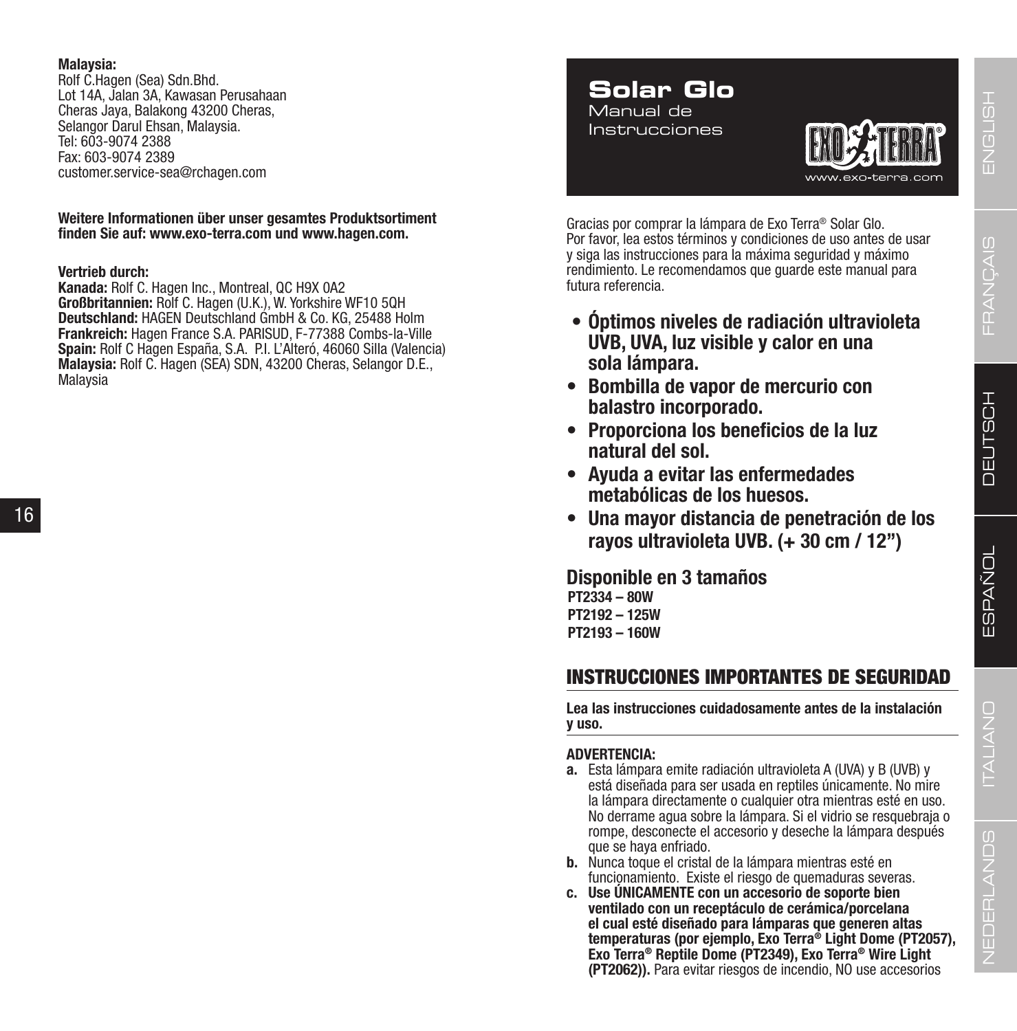**Malaysia:**
Rolf C.Hagen (Sea) Sdn.Bhd.
Lot 14A, Jalan 3A, Kawasan Perusahaan
Cheras Jaya, Balakong 43200 Cheras,
Selangor Darul Ehsan, Malaysia.
Tel: 603-9074 2388
Fax: 603-9074 2389
customer.service-sea@rchagen.com

**Weitere Informationen über unser gesamtes Produktsortiment finden Sie auf: www.exo-terra.com und www.hagen.com.**

**Vertrieb durch:**
**Kanada:** Rolf C. Hagen Inc., Montreal, QC H9X 0A2
**Großbritannien:** Rolf C. Hagen (U.K.), W. Yorkshire WF10 5QH
**Deutschland:** HAGEN Deutschland GmbH & Co. KG, 25488 Holm
**Frankreich:** Hagen France S.A. PARISUD, F-77388 Combs-la-Ville
**Spain:** Rolf C Hagen España, S.A. P.I. L'Alteró, 46060 Silla (Valencia)
**Malaysia:** Rolf C. Hagen (SEA) SDN, 43200 Cheras, Selangor D.E., Malaysia

# Solar Glo

Manual de Instrucciones

EXO TERRA®
www.exo-terra.com

Gracias por comprar la lámpara de Exo Terra® Solar Glo. Por favor, lea estos términos y condiciones de uso antes de usar y siga las instrucciones para la máxima seguridad y máximo rendimiento. Le recomendamos que guarde este manual para futura referencia.

- **Óptimos niveles de radiación ultravioleta UVB, UVA, luz visible y calor en una sola lámpara.**
- **Bombilla de vapor de mercurio con balastro incorporado.**
- **Proporciona los beneficios de la luz natural del sol.**
- **Ayuda a evitar las enfermedades metabólicas de los huesos.**
- **Una mayor distancia de penetración de los rayos ultravioleta UVB. (+ 30 cm / 12")**

**Disponible en 3 tamaños**
**PT2334 – 80W**
**PT2192 – 125W**
**PT2193 – 160W**

## INSTRUCCIONES IMPORTANTES DE SEGURIDAD

**Lea las instrucciones cuidadosamente antes de la instalación y uso.**

**ADVERTENCIA:**

**a.** Esta lámpara emite radiación ultravioleta A (UVA) y B (UVB) y está diseñada para ser usada en reptiles únicamente. No mire la lámpara directamente o cualquier otra mientras esté en uso. No derrame agua sobre la lámpara. Si el vidrio se resquebraja o rompe, desconecte el accesorio y deseche la lámpara después que se haya enfriado.

**b.** Nunca toque el cristal de la lámpara mientras esté en funcionamiento. Existe el riesgo de quemaduras severas.

**c.** **Use ÚNICAMENTE con un accesorio de soporte bien ventilado con un receptáculo de cerámica/porcelana el cual esté diseñado para lámparas que generen altas temperaturas (por ejemplo, Exo Terra® Light Dome (PT2057), Exo Terra® Reptile Dome (PT2349), Exo Terra® Wire Light (PT2062)).** Para evitar riesgos de incendio, NO use accesorios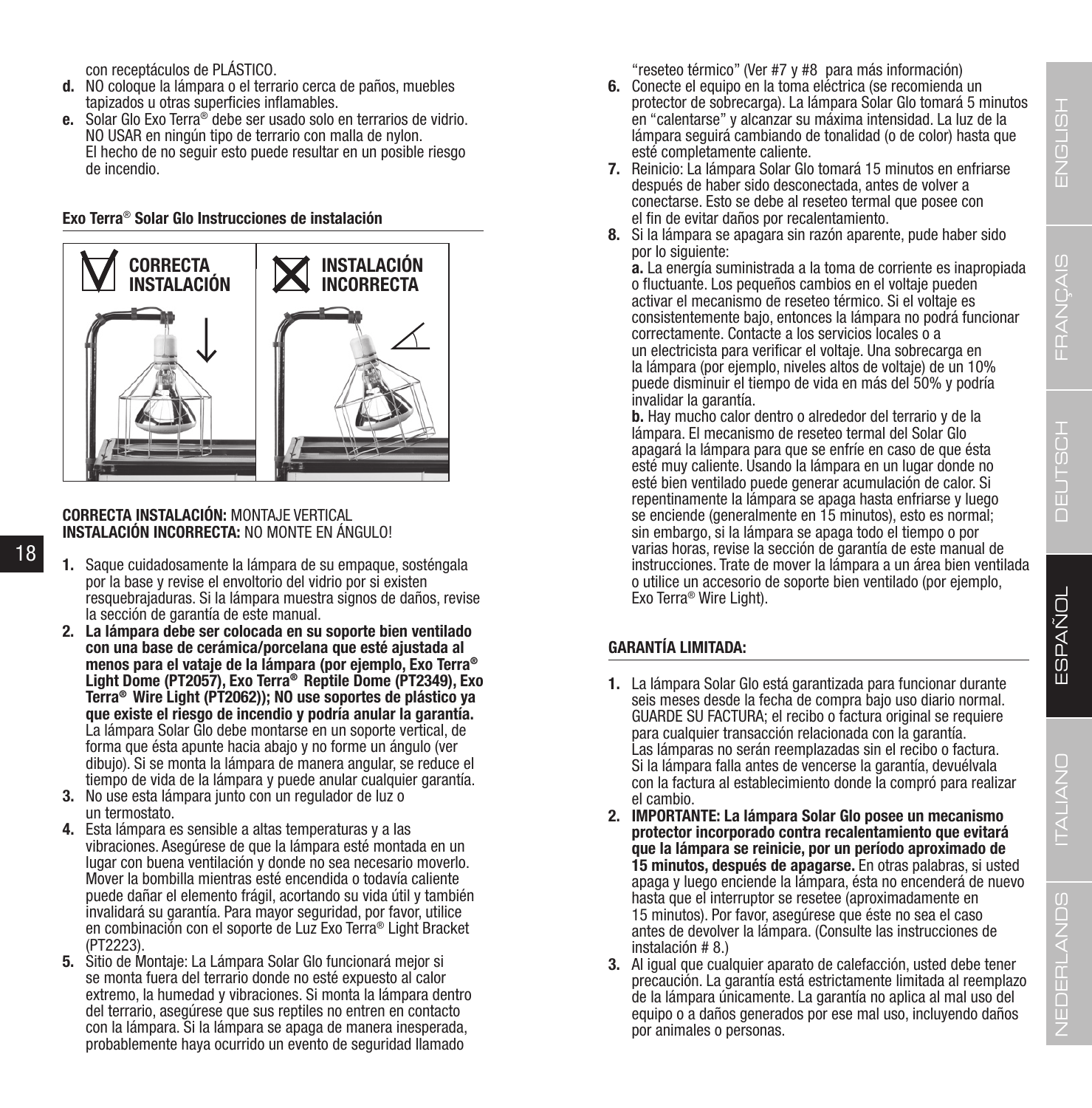con receptáculos de PLÁSTICO.

**d.** NO coloque la lámpara o el terrario cerca de paños, muebles tapizados u otras superficies inflamables.

**e.** Solar Glo Exo Terra® debe ser usado solo en terrarios de vidrio. NO USAR en ningún tipo de terrario con malla de nylon. El hecho de no seguir esto puede resultar en un posible riesgo de incendio.

**Exo Terra® Solar Glo Instrucciones de instalación**

CORRECTA INSTALACIÓN | INSTALACIÓN INCORRECTA

**CORRECTA INSTALACIÓN:** MONTAJE VERTICAL
**INSTALACIÓN INCORRECTA:** NO MONTE EN ÁNGULO!

1. Saque cuidadosamente la lámpara de su empaque, sosténgala por la base y revise el envoltorio del vidrio por si existen resquebrajaduras. Si la lámpara muestra signos de daños, revise la sección de garantía de este manual.
2. **La lámpara debe ser colocada en su soporte bien ventilado con una base de cerámica/porcelana que esté ajustada al menos para el vataje de la lámpara (por ejemplo, Exo Terra® Light Dome (PT2057), Exo Terra® Reptile Dome (PT2349), Exo Terra® Wire Light (PT2062)); NO use soportes de plástico ya que existe el riesgo de incendio y podría anular la garantía.** La lámpara Solar Glo debe montarse en un soporte vertical, de forma que ésta apunte hacia abajo y no forme un ángulo (ver dibujo). Si se monta la lámpara de manera angular, se reduce el tiempo de vida de la lámpara y puede anular cualquier garantía.
3. No use esta lámpara junto con un regulador de luz o un termostato.
4. Esta lámpara es sensible a altas temperaturas y a las vibraciones. Asegúrese de que la lámpara esté montada en un lugar con buena ventilación y donde no sea necesario moverlo. Mover la bombilla mientras esté encendida o todavía caliente puede dañar el elemento frágil, acortando su vida útil y también invalidará su garantía. Para mayor seguridad, por favor, utilice en combinación con el soporte de Luz Exo Terra® Light Bracket (PT2223).
5. Sitio de Montaje: La Lámpara Solar Glo funcionará mejor si se monta fuera del terrario donde no esté expuesto al calor extremo, la humedad y vibraciones. Si monta la lámpara dentro del terrario, asegúrese que sus reptiles no entren en contacto con la lámpara. Si la lámpara se apaga de manera inesperada, probablemente haya ocurrido un evento de seguridad llamado "reseteo térmico" (Ver #7 y #8 para más información)
6. Conecte el equipo en la toma eléctrica (se recomienda un protector de sobrecarga). La lámpara Solar Glo tomará 5 minutos en "calentarse" y alcanzar su máxima intensidad. La luz de la lámpara seguirá cambiando de tonalidad (o de color) hasta que esté completamente caliente.
7. Reinicio: La lámpara Solar Glo tomará 15 minutos en enfriarse después de haber sido desconectada, antes de volver a conectarse. Esto se debe al reseteo termal que posee con el fin de evitar daños por recalentamiento.
8. Si la lámpara se apagara sin razón aparente, pude haber sido por lo siguiente:
   **a.** La energía suministrada a la toma de corriente es inapropiada o fluctuante. Los pequeños cambios en el voltaje pueden activar el mecanismo de reseteo térmico. Si el voltaje es consistentemente bajo, entonces la lámpara no podrá funcionar correctamente. Contacte a los servicios locales o a un electricista para verificar el voltaje. Una sobrecarga en la lámpara (por ejemplo, niveles altos de voltaje) de un 10% puede disminuir el tiempo de vida en más del 50% y podría invalidar la garantía.
   **b.** Hay mucho calor dentro o alrededor del terrario y de la lámpara. El mecanismo de reseteo termal del Solar Glo apagará la lámpara para que se enfríe en caso de que ésta esté muy caliente. Usando la lámpara en un lugar donde no esté bien ventilado puede generar acumulación de calor. Si repentinamente la lámpara se apaga hasta enfriarse y luego se enciende (generalmente en 15 minutos), esto es normal; sin embargo, si la lámpara se apaga todo el tiempo o por varias horas, revise la sección de garantía de este manual de instrucciones. Trate de mover la lámpara a un área bien ventilada o utilice un accesorio de soporte bien ventilado (por ejemplo, Exo Terra® Wire Light).

**GARANTÍA LIMITADA:**

1. La lámpara Solar Glo está garantizada para funcionar durante seis meses desde la fecha de compra bajo uso diario normal. GUARDE SU FACTURA; el recibo o factura original se requiere para cualquier transacción relacionada con la garantía. Las lámparas no serán reemplazadas sin el recibo o factura. Si la lámpara falla antes de vencerse la garantía, devuélvala con la factura al establecimiento donde la compró para realizar el cambio.
2. **IMPORTANTE: La lámpara Solar Glo posee un mecanismo protector incorporado contra recalentamiento que evitará que la lámpara se reinicie, por un período aproximado de 15 minutos, después de apagarse.** En otras palabras, si usted apaga y luego enciende la lámpara, ésta no encenderá de nuevo hasta que el interruptor se resetee (aproximadamente en 15 minutos). Por favor, asegúrese que éste no sea el caso antes de devolver la lámpara. (Consulte las instrucciones de instalación # 8.)
3. Al igual que cualquier aparato de calefacción, usted debe tener precaución. La garantía está estrictamente limitada al reemplazo de la lámpara únicamente. La garantía no aplica al mal uso del equipo o a daños generados por ese mal uso, incluyendo daños por animales o personas.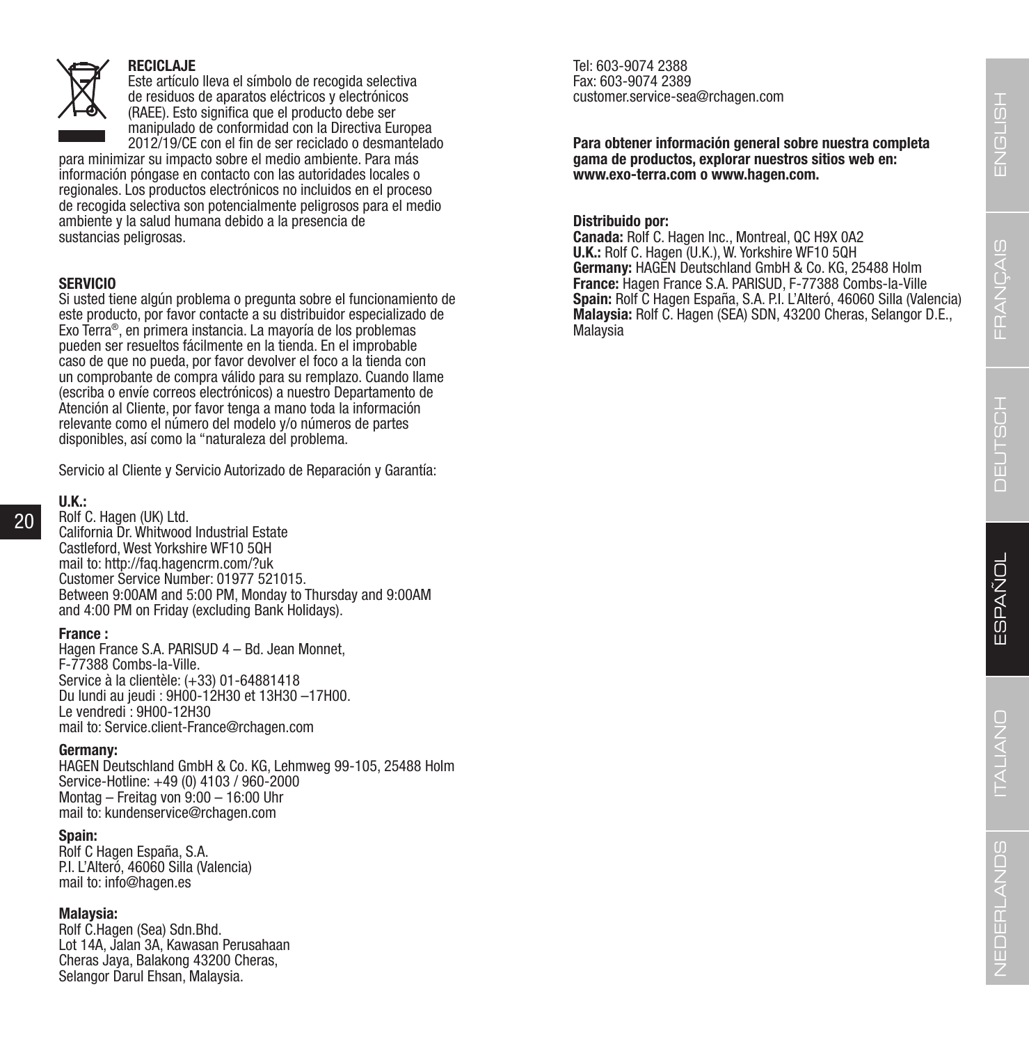## RECICLAJE

Este artículo lleva el símbolo de recogida selectiva de residuos de aparatos eléctricos y electrónicos (RAEE). Esto significa que el producto debe ser manipulado de conformidad con la Directiva Europea 2012/19/CE con el fin de ser reciclado o desmantelado para minimizar su impacto sobre el medio ambiente. Para más información póngase en contacto con las autoridades locales o regionales. Los productos electrónicos no incluidos en el proceso de recogida selectiva son potencialmente peligrosos para el medio ambiente y la salud humana debido a la presencia de sustancias peligrosas.

## SERVICIO

Si usted tiene algún problema o pregunta sobre el funcionamiento de este producto, por favor contacte a su distribuidor especializado de Exo Terra®, en primera instancia. La mayoría de los problemas pueden ser resueltos fácilmente en la tienda. En el improbable caso de que no pueda, por favor devolver el foco a la tienda con un comprobante de compra válido para su remplazo. Cuando llame (escriba o envíe correos electrónicos) a nuestro Departamento de Atención al Cliente, por favor tenga a mano toda la información relevante como el número del modelo y/o números de partes disponibles, así como la "naturaleza del problema.

Servicio al Cliente y Servicio Autorizado de Reparación y Garantía:

**U.K.:**
Rolf C. Hagen (UK) Ltd.
California Dr. Whitwood Industrial Estate
Castleford, West Yorkshire WF10 5QH
mail to: http://faq.hagencrm.com/?uk
Customer Service Number: 01977 521015.
Between 9:00AM and 5:00 PM, Monday to Thursday and 9:00AM and 4:00 PM on Friday (excluding Bank Holidays).

**France :**
Hagen France S.A. PARISUD 4 – Bd. Jean Monnet,
F-77388 Combs-la-Ville.
Service à la clientèle: (+33) 01-64881418
Du lundi au jeudi : 9H00-12H30 et 13H30 –17H00.
Le vendredi : 9H00-12H30
mail to: Service.client-France@rchagen.com

**Germany:**
HAGEN Deutschland GmbH & Co. KG, Lehmweg 99-105, 25488 Holm
Service-Hotline: +49 (0) 4103 / 960-2000
Montag – Freitag von 9:00 – 16:00 Uhr
mail to: kundenservice@rchagen.com

**Spain:**
Rolf C Hagen España, S.A.
P.I. L'Alteró, 46060 Silla (Valencia)
mail to: info@hagen.es

**Malaysia:**
Rolf C.Hagen (Sea) Sdn.Bhd.
Lot 14A, Jalan 3A, Kawasan Perusahaan
Cheras Jaya, Balakong 43200 Cheras,
Selangor Darul Ehsan, Malaysia.
Tel: 603-9074 2388
Fax: 603-9074 2389
customer.service-sea@rchagen.com

**Para obtener información general sobre nuestra completa gama de productos, explorar nuestros sitios web en: www.exo-terra.com o www.hagen.com.**

**Distribuido por:**
**Canada:** Rolf C. Hagen Inc., Montreal, QC H9X 0A2
**U.K.:** Rolf C. Hagen (U.K.), W. Yorkshire WF10 5QH
**Germany:** HAGEN Deutschland GmbH & Co. KG, 25488 Holm
**France:** Hagen France S.A. PARISUD, F-77388 Combs-la-Ville
**Spain:** Rolf C Hagen España, S.A. P.I. L'Alteró, 46060 Silla (Valencia)
**Malaysia:** Rolf C. Hagen (SEA) SDN, 43200 Cheras, Selangor D.E., Malaysia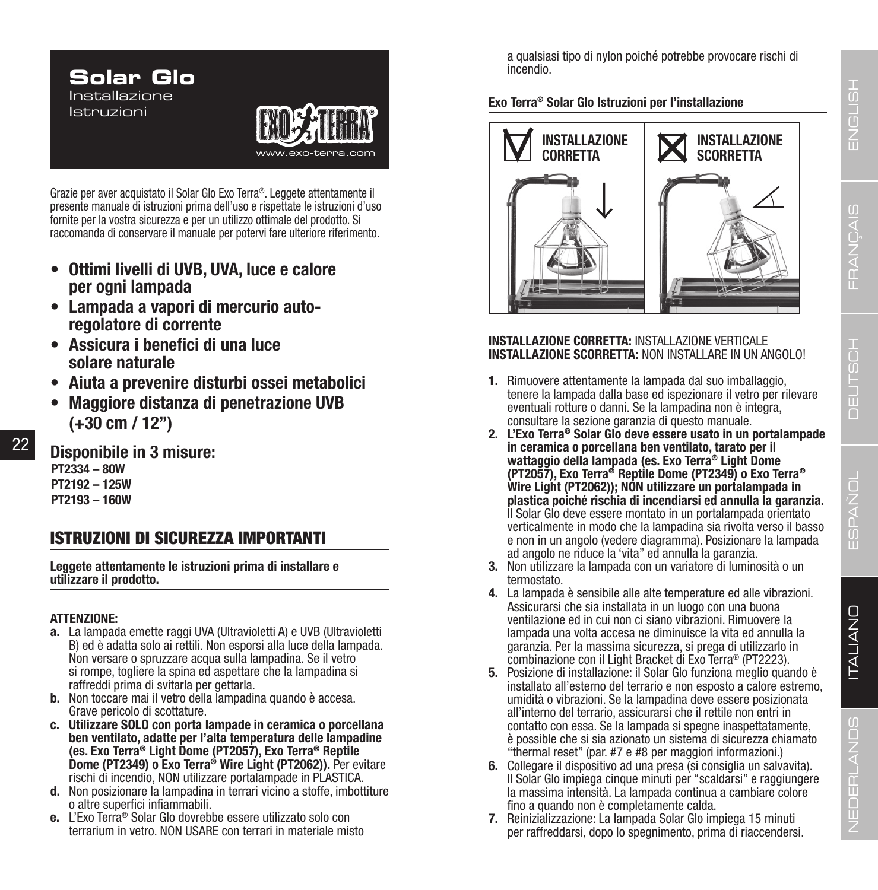# Solar Glo

Installazione
Istruzioni

EXO TERRA®
www.exo-terra.com

Grazie per aver acquistato il Solar Glo Exo Terra®. Leggete attentamente il presente manuale di istruzioni prima dell'uso e rispettate le istruzioni d'uso fornite per la vostra sicurezza e per un utilizzo ottimale del prodotto. Si raccomanda di conservare il manuale per potervi fare ulteriore riferimento.

- **Ottimi livelli di UVB, UVA, luce e calore per ogni lampada**
- **Lampada a vapori di mercurio auto-regolatore di corrente**
- **Assicura i benefici di una luce solare naturale**
- **Aiuta a prevenire disturbi ossei metabolici**
- **Maggiore distanza di penetrazione UVB (+30 cm / 12")**

**Disponibile in 3 misure:**
**PT2334 – 80W**
**PT2192 – 125W**
**PT2193 – 160W**

## ISTRUZIONI DI SICUREZZA IMPORTANTI

**Leggete attentamente le istruzioni prima di installare e utilizzare il prodotto.**

**ATTENZIONE:**

**a.** La lampada emette raggi UVA (Ultravioletti A) e UVB (Ultravioletti B) ed è adatta solo ai rettili. Non esporsi alla luce della lampada. Non versare o spruzzare acqua sulla lampadina. Se il vetro si rompe, togliere la spina ed aspettare che la lampadina si raffreddi prima di svitarla per gettarla.

**b.** Non toccare mai il vetro della lampadina quando è accesa. Grave pericolo di scottature.

**c.** **Utilizzare SOLO con porta lampade in ceramica o porcellana ben ventilato, adatte per l'alta temperatura delle lampadine (es. Exo Terra® Light Dome (PT2057), Exo Terra® Reptile Dome (PT2349) o Exo Terra® Wire Light (PT2062)).** Per evitare rischi di incendio, NON utilizzare portalampade in PLASTICA.

**d.** Non posizionare la lampadina in terrari vicino a stoffe, imbottiture o altre superfici infiammabili.

**e.** L'Exo Terra® Solar Glo dovrebbe essere utilizzato solo con terrarium in vetro. NON USARE con terrari in materiale misto a qualsiasi tipo di nylon poiché potrebbe provocare rischi di incendio.

**Exo Terra® Solar Glo Istruzioni per l'installazione**

INSTALLAZIONE CORRETTA | INSTALLAZIONE SCORRETTA

**INSTALLAZIONE CORRETTA:** INSTALLAZIONE VERTICALE
**INSTALLAZIONE SCORRETTA:** NON INSTALLARE IN UN ANGOLO!

1. Rimuovere attentamente la lampada dal suo imballaggio, tenere la lampada dalla base ed ispezionare il vetro per rilevare eventuali rotture o danni. Se la lampadina non è integra, consultare la sezione garanzia di questo manuale.
2. **L'Exo Terra® Solar Glo deve essere usato in un portalampade in ceramica o porcellana ben ventilato, tarato per il wattaggio della lampada (es. Exo Terra® Light Dome (PT2057), Exo Terra® Reptile Dome (PT2349) o Exo Terra® Wire Light (PT2062)); NON utilizzare un portalampada in plastica poiché rischia di incendiarsi ed annulla la garanzia.** Il Solar Glo deve essere montato in un portalampade orientato verticalmente in modo che la lampadina sia rivolta verso il basso e non in un angolo (vedere diagramma). Posizionare la lampada ad angolo ne riduce la 'vita" ed annulla la garanzia.
3. Non utilizzare la lampada con un variatore di luminosità o un termostato.
4. La lampada è sensibile alle alte temperature ed alle vibrazioni. Assicurarsi che sia installata in un luogo con una buona ventilazione ed in cui non ci siano vibrazioni. Rimuovere la lampada una volta accesa ne diminuisce la vita ed annulla la garanzia. Per la massima sicurezza, si prega di utilizzarlo in combinazione con il Light Bracket di Exo Terra® (PT2223).
5. Posizione di installazione: il Solar Glo funziona meglio quando è installato all'esterno del terrario e non esposto a calore estremo, umidità o vibrazioni. Se la lampadina deve essere posizionata all'interno del terrario, assicurarsi che il rettile non entri in contatto con essa. Se la lampada si spegne inaspettatamente, è possibile che si sia azionato un sistema di sicurezza chiamato "thermal reset" (par. #7 e #8 per maggiori informazioni.)
6. Collegare il dispositivo ad una presa (si consiglia un salvavita). Il Solar Glo impiega cinque minuti per "scaldarsi" e raggiungere la massima intensità. La lampada continua a cambiare colore fino a quando non è completamente calda.
7. Reinizializzazione: La lampada Solar Glo impiega 15 minuti per raffreddarsi, dopo lo spegnimento, prima di riaccendersi.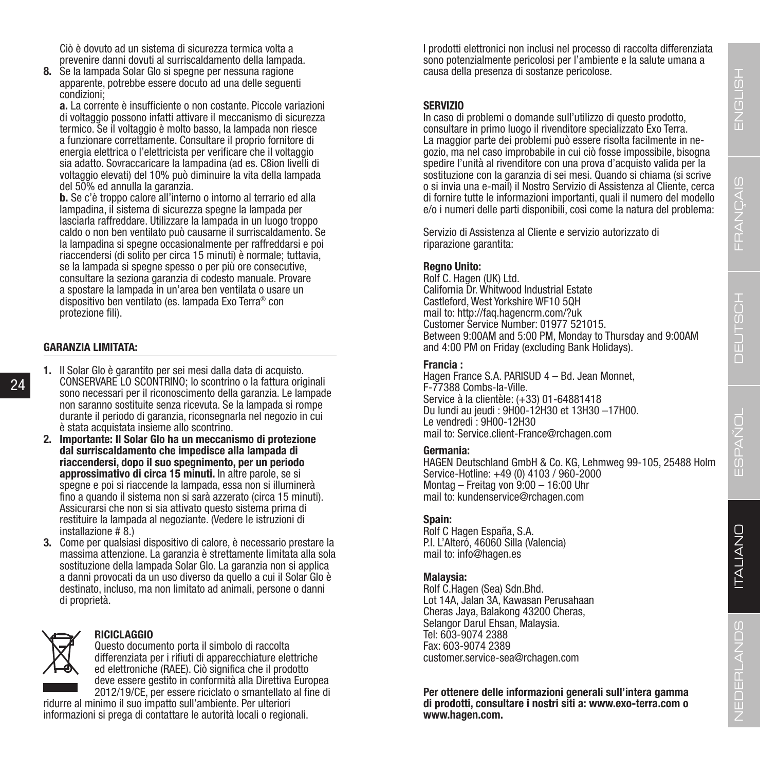Ciò è dovuto ad un sistema di sicurezza termica volta a prevenire danni dovuti al surriscaldamento della lampada.

8. Se la lampada Solar Glo si spegne per nessuna ragione apparente, potrebbe essere docuto ad una delle seguenti condizioni;

   **a.** La corrente è insufficiente o non costante. Piccole variazioni di voltaggio possono infatti attivare il meccanismo di sicurezza termico. Se il voltaggio è molto basso, la lampada non riesce a funzionare correttamente. Consultare il proprio fornitore di energia elettrica o l'elettricista per verificare che il voltaggio sia adatto. Sovraccaricare la lampadina (ad es. C8ion livelli di voltaggio elevati) del 10% può diminuire la vita della lampada del 50% ed annulla la garanzia.

   **b.** Se c'è troppo calore all'interno o intorno al terrario ed alla lampadina, il sistema di sicurezza spegne la lampada per lasciarla raffreddare. Utilizzare la lampada in un luogo troppo caldo o non ben ventilato può causarne il surriscaldamento. Se la lampadina si spegne occasionalmente per raffreddarsi e poi riaccendersi (di solito per circa 15 minuti) è normale; tuttavia, se la lampada si spegne spesso o per più ore consecutive, consultare la seziona garanzia di codesto manuale. Provare a spostare la lampada in un'area ben ventilata o usare un dispositivo ben ventilato (es. lampada Exo Terra® con protezione fili).

## GARANZIA LIMITATA:

1. Il Solar Glo è garantito per sei mesi dalla data di acquisto. CONSERVARE LO SCONTRINO; lo scontrino o la fattura originali sono necessari per il riconoscimento della garanzia. Le lampade non saranno sostituite senza ricevuta. Se la lampada si rompe durante il periodo di garanzia, riconsegnarla nel negozio in cui è stata acquistata insieme allo scontrino.
2. **Importante: Il Solar Glo ha un meccanismo di protezione dal surriscaldamento che impedisce alla lampada di riaccendersi, dopo il suo spegnimento, per un periodo approssimativo di circa 15 minuti.** In altre parole, se si spegne e poi si riaccende la lampada, essa non si illuminerà fino a quando il sistema non si sarà azzerato (circa 15 minuti). Assicurarsi che non si sia attivato questo sistema prima di restituire la lampada al negoziante. (Vedere le istruzioni di installazione # 8.)
3. Come per qualsiasi dispositivo di calore, è necessario prestare la massima attenzione. La garanzia è strettamente limitata alla sola sostituzione della lampada Solar Glo. La garanzia non si applica a danni provocati da un uso diverso da quello a cui il Solar Glo è destinato, incluso, ma non limitato ad animali, persone o danni di proprietà.

## RICICLAGGIO

Questo documento porta il simbolo di raccolta differenziata per i rifiuti di apparecchiature elettriche ed elettroniche (RAEE). Ciò significa che il prodotto deve essere gestito in conformità alla Direttiva Europea 2012/19/CE, per essere riciclato o smantellato al fine di ridurre al minimo il suo impatto sull'ambiente. Per ulteriori informazioni si prega di contattare le autorità locali o regionali.

I prodotti elettronici non inclusi nel processo di raccolta differenziata sono potenzialmente pericolosi per l'ambiente e la salute umana a causa della presenza di sostanze pericolose.

## SERVIZIO

In caso di problemi o domande sull'utilizzo di questo prodotto, consultare in primo luogo il rivenditore specializzato Exo Terra. La maggior parte dei problemi può essere risolta facilmente in negozio, ma nel caso improbabile in cui ciò fosse impossibile, bisogna spedire l'unità al rivenditore con una prova d'acquisto valida per la sostituzione con la garanzia di sei mesi. Quando si chiama (si scrive o si invia una e-mail) il Nostro Servizio di Assistenza al Cliente, cerca di fornire tutte le informazioni importanti, quali il numero del modello e/o i numeri delle parti disponibili, così come la natura del problema:

Servizio di Assistenza al Cliente e servizio autorizzato di riparazione garantita:

**Regno Unito:**
Rolf C. Hagen (UK) Ltd.
California Dr. Whitwood Industrial Estate
Castleford, West Yorkshire WF10 5QH
mail to: http://faq.hagencrm.com/?uk
Customer Service Number: 01977 521015.
Between 9:00AM and 5:00 PM, Monday to Thursday and 9:00AM and 4:00 PM on Friday (excluding Bank Holidays).

**Francia :**
Hagen France S.A. PARISUD 4 – Bd. Jean Monnet,
F-77388 Combs-la-Ville.
Service à la clientèle: (+33) 01-64881418
Du lundi au jeudi : 9H00-12H30 et 13H30 –17H00.
Le vendredi : 9H00-12H30
mail to: Service.client-France@rchagen.com

**Germania:**
HAGEN Deutschland GmbH & Co. KG, Lehmweg 99-105, 25488 Holm
Service-Hotline: +49 (0) 4103 / 960-2000
Montag – Freitag von 9:00 – 16:00 Uhr
mail to: kundenservice@rchagen.com

**Spain:**
Rolf C Hagen España, S.A.
P.I. L'Alteró, 46060 Silla (Valencia)
mail to: info@hagen.es

**Malaysia:**
Rolf C.Hagen (Sea) Sdn.Bhd.
Lot 14A, Jalan 3A, Kawasan Perusahaan
Cheras Jaya, Balakong 43200 Cheras,
Selangor Darul Ehsan, Malaysia.
Tel: 603-9074 2388
Fax: 603-9074 2389
customer.service-sea@rchagen.com

**Per ottenere delle informazioni generali sull'intera gamma di prodotti, consultare i nostri siti a: www.exo-terra.com o www.hagen.com.**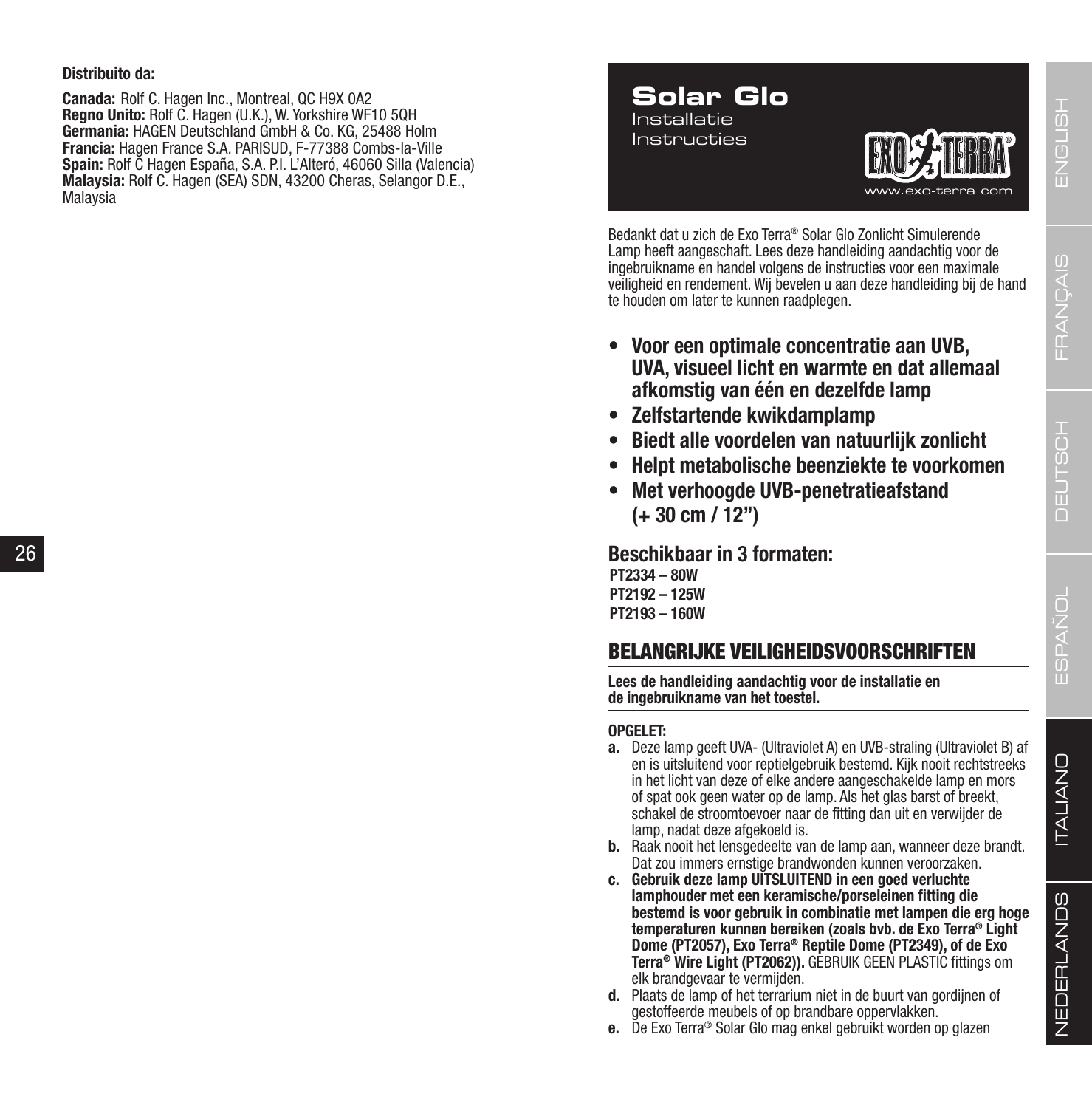**Distribuito da:**

**Canada:** Rolf C. Hagen Inc., Montreal, QC H9X 0A2
**Regno Unito:** Rolf C. Hagen (U.K.), W. Yorkshire WF10 5QH
**Germania:** HAGEN Deutschland GmbH & Co. KG, 25488 Holm
**Francia:** Hagen France S.A. PARISUD, F-77388 Combs-la-Ville
**Spain:** Rolf C Hagen España, S.A. P.I. L'Alteró, 46060 Silla (Valencia)
**Malaysia:** Rolf C. Hagen (SEA) SDN, 43200 Cheras, Selangor D.E., Malaysia

# Solar Glo

Installatie Instructies

www.exo-terra.com

Bedankt dat u zich de Exo Terra® Solar Glo Zonlicht Simulerende Lamp heeft aangeschaft. Lees deze handleiding aandachtig voor de ingebruikname en handel volgens de instructies voor een maximale veiligheid en rendement. Wij bevelen u aan deze handleiding bij de hand te houden om later te kunnen raadplegen.

- **Voor een optimale concentratie aan UVB, UVA, visueel licht en warmte en dat allemaal afkomstig van één en dezelfde lamp**
- **Zelfstartende kwikdamplamp**
- **Biedt alle voordelen van natuurlijk zonlicht**
- **Helpt metabolische beenziekte te voorkomen**
- **Met verhoogde UVB-penetratieafstand (+ 30 cm / 12")**

**Beschikbaar in 3 formaten:**

**PT2334 – 80W**
**PT2192 – 125W**
**PT2193 – 160W**

## BELANGRIJKE VEILIGHEIDSVOORSCHRIFTEN

**Lees de handleiding aandachtig voor de installatie en de ingebruikname van het toestel.**

**OPGELET:**

**a.** Deze lamp geeft UVA- (Ultraviolet A) en UVB-straling (Ultraviolet B) af en is uitsluitend voor reptielgebruik bestemd. Kijk nooit rechtstreeks in het licht van deze of elke andere aangeschakelde lamp en mors of spat ook geen water op de lamp. Als het glas barst of breekt, schakel de stroomtoevoer naar de fitting dan uit en verwijder de lamp, nadat deze afgekoeld is.

**b.** Raak nooit het lensgedeelte van de lamp aan, wanneer deze brandt. Dat zou immers ernstige brandwonden kunnen veroorzaken.

**c. Gebruik deze lamp UITSLUITEND in een goed verluchte lamphouder met een keramische/porseleinen fitting die bestemd is voor gebruik in combinatie met lampen die erg hoge temperaturen kunnen bereiken (zoals bvb. de Exo Terra® Light Dome (PT2057), Exo Terra® Reptile Dome (PT2349), of de Exo Terra® Wire Light (PT2062)).** GEBRUIK GEEN PLASTIC fittings om elk brandgevaar te vermijden.

**d.** Plaats de lamp of het terrarium niet in de buurt van gordijnen of gestoffeerde meubels of op brandbare oppervlakken.

**e.** De Exo Terra® Solar Glo mag enkel gebruikt worden op glazen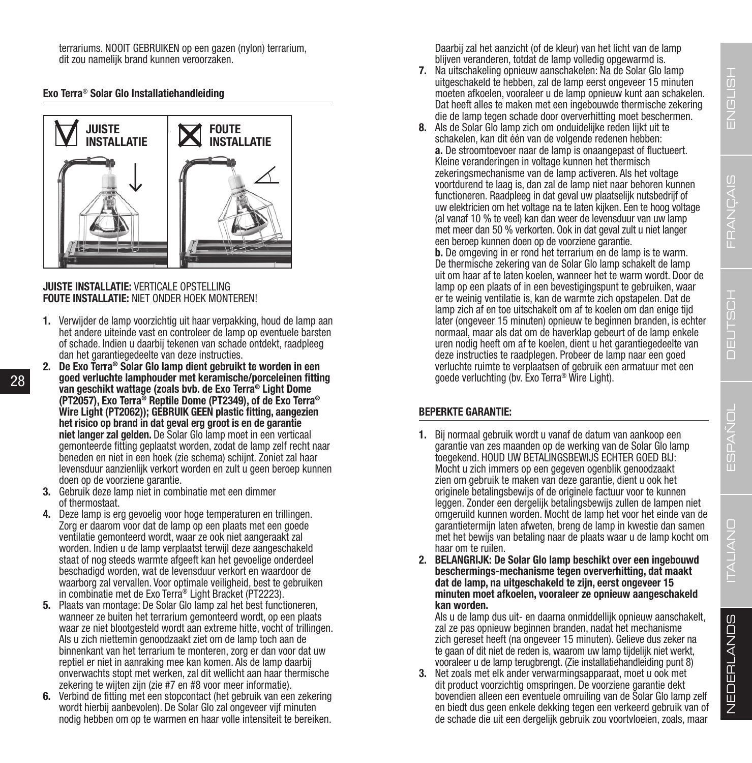terrariums. NOOIT GEBRUIKEN op een gazen (nylon) terrarium, dit zou namelijk brand kunnen veroorzaken.

**Exo Terra® Solar Glo Installatiehandleiding**

JUISTE INSTALLATIE | FOUTE INSTALLATIE

**JUISTE INSTALLATIE:** VERTICALE OPSTELLING
**FOUTE INSTALLATIE:** NIET ONDER HOEK MONTEREN!

1. Verwijder de lamp voorzichtig uit haar verpakking, houd de lamp aan het andere uiteinde vast en controleer de lamp op eventuele barsten of schade. Indien u daarbij tekenen van schade ontdekt, raadpleeg dan het garantiegedeelte van deze instructies.
2. **De Exo Terra® Solar Glo lamp dient gebruikt te worden in een goed verluchte lamphouder met keramische/porceleinen fitting van geschikt wattage (zoals bvb. de Exo Terra® Light Dome (PT2057), Exo Terra® Reptile Dome (PT2349), of de Exo Terra® Wire Light (PT2062)); GEBRUIK GEEN plastic fitting, aangezien het risico op brand in dat geval erg groot is en de garantie niet langer zal gelden.** De Solar Glo lamp moet in een verticaal gemonteerde fitting geplaatst worden, zodat de lamp zelf recht naar beneden en niet in een hoek (zie schema) schijnt. Zoniet zal haar levensduur aanzienlijk verkort worden en zult u geen beroep kunnen doen op de voorziene garantie.
3. Gebruik deze lamp niet in combinatie met een dimmer of thermostaat.
4. Deze lamp is erg gevoelig voor hoge temperaturen en trillingen. Zorg er daarom voor dat de lamp op een plaats met een goede ventilatie gemonteerd wordt, waar ze ook niet aangeraakt zal worden. Indien u de lamp verplaatst terwijl deze aangeschakeld staat of nog steeds warmte afgeeft kan het gevoelige onderdeel beschadigd worden, wat de levensduur verkort en waardoor de waarborg zal vervallen. Voor optimale veiligheid, best te gebruiken in combinatie met de Exo Terra® Light Bracket (PT2223).
5. Plaats van montage: De Solar Glo lamp zal het best functioneren, wanneer ze buiten het terrarium gemonteerd wordt, op een plaats waar ze niet blootgesteld wordt aan extreme hitte, vocht of trillingen. Als u zich niettemin genoodzaakt ziet om de lamp toch aan de binnenkant van het terrarium te monteren, zorg er dan voor dat uw reptiel er niet in aanraking mee kan komen. Als de lamp daarbij onverwachts stopt met werken, zal dit wellicht aan haar thermische zekering te wijten zijn (zie #7 en #8 voor meer informatie).
6. Verbind de fitting met een stopcontact (het gebruik van een zekering wordt hierbij aanbevolen). De Solar Glo zal ongeveer vijf minuten nodig hebben om op te warmen en haar volle intensiteit te bereiken. Daarbij zal het aanzicht (of de kleur) van het licht van de lamp blijven veranderen, totdat de lamp volledig opgewarmd is.
7. Na uitschakeling opnieuw aanschakelen: Na de Solar Glo lamp uitgeschakeld te hebben, zal de lamp eerst ongeveer 15 minuten moeten afkoelen, vooraleer u de lamp opnieuw kunt aan schakelen. Dat heeft alles te maken met een ingebouwde thermische zekering die de lamp tegen schade door oververhitting moet beschermen.
8. Als de Solar Glo lamp zich om onduidelijke reden lijkt uit te schakelen, kan dit één van de volgende redenen hebben:
   **a.** De stroomtoevoer naar de lamp is onaangepast of fluctueert. Kleine veranderingen in voltage kunnen het thermisch zekeringsmechanisme van de lamp activeren. Als het voltage voortdurend te laag is, dan zal de lamp niet naar behoren kunnen functioneren. Raadpleeg in dat geval uw plaatselijk nutsbedrijf of uw elektricien om het voltage na te laten kijken. Een te hoog voltage (al vanaf 10 % te veel) kan dan weer de levensduur van uw lamp met meer dan 50 % verkorten. Ook in dat geval zult u niet langer een beroep kunnen doen op de voorziene garantie.
   **b.** De omgeving in er rond het terrarium en de lamp is te warm. De thermische zekering van de Solar Glo lamp schakelt de lamp uit om haar af te laten koelen, wanneer het te warm wordt. Door de lamp op een plaats of in een bevestigingspunt te gebruiken, waar er te weinig ventilatie is, kan de warmte zich opstapelen. Dat de lamp zich af en toe uitschakelt om af te koelen om dan enige tijd later (ongeveer 15 minuten) opnieuw te beginnen branden, is echter normaal, maar als dat om de haverklap gebeurt of de lamp enkele uren nodig heeft om af te koelen, dient u het garantiegedeelte van deze instructies te raadplegen. Probeer de lamp naar een goed verluchte ruimte te verplaatsen of gebruik een armatuur met een goede verluchting (bv. Exo Terra® Wire Light).

**BEPERKTE GARANTIE:**

1. Bij normaal gebruik wordt u vanaf de datum van aankoop een garantie van zes maanden op de werking van de Solar Glo lamp toegekend. HOUD UW BETALINGSBEWIJS ECHTER GOED BIJ: Mocht u zich immers op een gegeven ogenblik genoodzaakt zien om gebruik te maken van deze garantie, dient u ook het originele betalingsbewijs of de originele factuur voor te kunnen leggen. Zonder een dergelijk betalingsbewijs zullen de lampen niet omgeruild kunnen worden. Mocht de lamp het voor het einde van de garantietermijn laten afweten, breng de lamp in kwestie dan samen met het bewijs van betaling naar de plaats waar u de lamp kocht om haar om te ruilen.
2. **BELANGRIJK: De Solar Glo lamp beschikt over een ingebouwd beschermings-mechanisme tegen oververhitting, dat maakt dat de lamp, na uitgeschakeld te zijn, eerst ongeveer 15 minuten moet afkoelen, vooraleer ze opnieuw aangeschakeld kan worden.**
   Als u de lamp dus uit- en daarna onmiddellijk opnieuw aanschakelt, zal ze pas opnieuw beginnen branden, nadat het mechanisme zich gereset heeft (na ongeveer 15 minuten). Gelieve dus zeker na te gaan of dit niet de reden is, waarom uw lamp tijdelijk niet werkt, vooraleer u de lamp terugbrengt. (Zie installatiehandleiding punt 8)
3. Net zoals met elk ander verwarmingsapparaat, moet u ook met dit product voorzichtig omspringen. De voorziene garantie dekt bovendien alleen een eventuele omruiling van de Solar Glo lamp zelf en biedt dus geen enkele dekking tegen een verkeerd gebruik van of de schade die uit een dergelijk gebruik zou voortvloeien, zoals, maar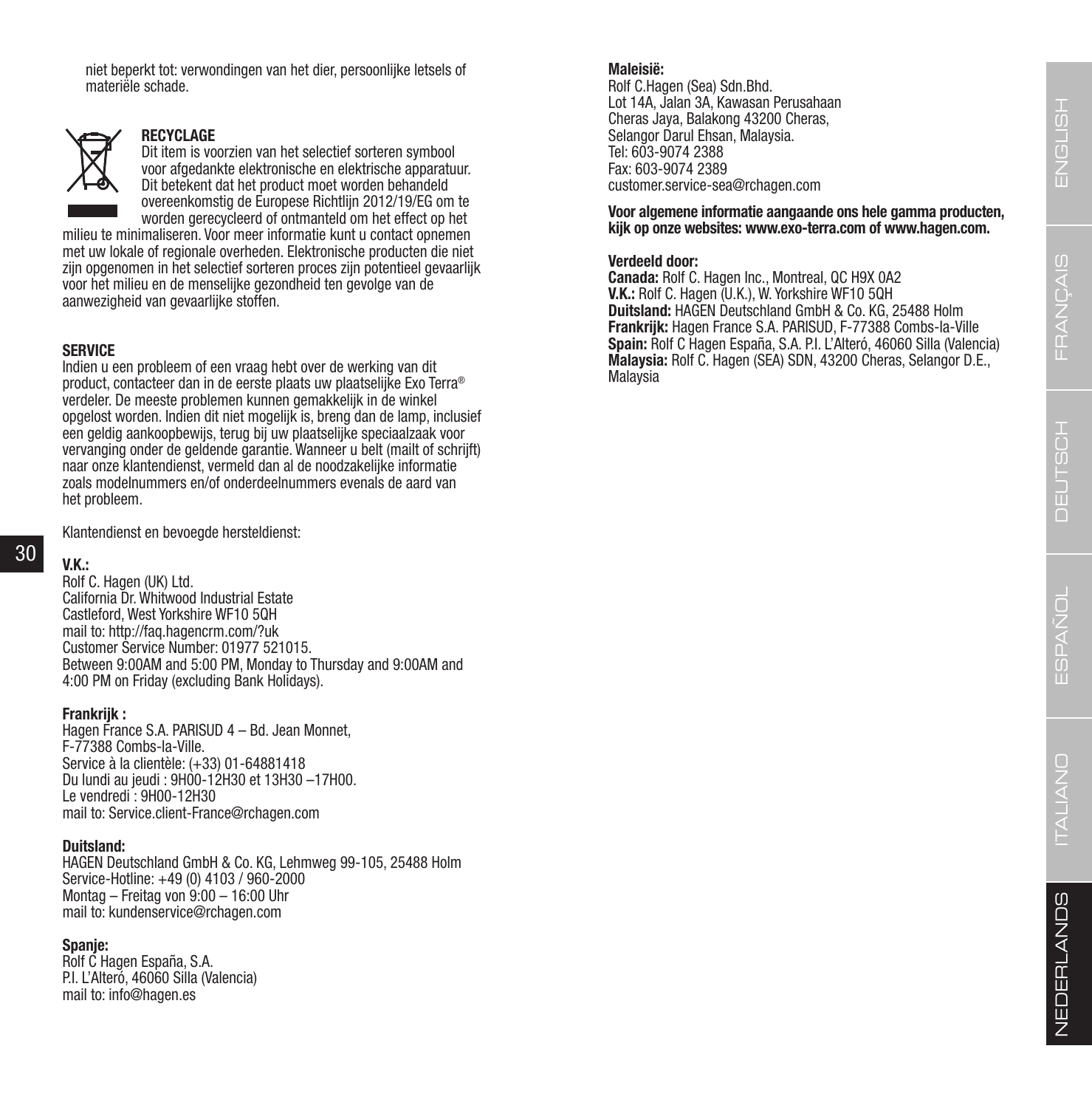niet beperkt tot: verwondingen van het dier, persoonlijke letsels of materiële schade.

**RECYCLAGE**

Dit item is voorzien van het selectief sorteren symbool voor afgedankte elektronische en elektrische apparatuur. Dit betekent dat het product moet worden behandeld overeenkomstig de Europese Richtlijn 2012/19/EG om te worden gerecycleerd of ontmanteld om het effect op het milieu te minimaliseren. Voor meer informatie kunt u contact opnemen met uw lokale of regionale overheden. Elektronische producten die niet zijn opgenomen in het selectief sorteren proces zijn potentieel gevaarlijk voor het milieu en de menselijke gezondheid ten gevolge van de aanwezigheid van gevaarlijke stoffen.

**SERVICE**

Indien u een probleem of een vraag hebt over de werking van dit product, contacteer dan in de eerste plaats uw plaatselijke Exo Terra® verdeler. De meeste problemen kunnen gemakkelijk in de winkel opgelost worden. Indien dit niet mogelijk is, breng dan de lamp, inclusief een geldig aankoopbewijs, terug bij uw plaatselijke speciaalzaak voor vervanging onder de geldende garantie. Wanneer u belt (mailt of schrijft) naar onze klantendienst, vermeld dan al de noodzakelijke informatie zoals modelnummers en/of onderdeelnummers evenals de aard van het probleem.

Klantendienst en bevoegde hersteldienst:

**V.K.:**
Rolf C. Hagen (UK) Ltd.
California Dr. Whitwood Industrial Estate
Castleford, West Yorkshire WF10 5QH
mail to: http://faq.hagencrm.com/?uk
Customer Service Number: 01977 521015.
Between 9:00AM and 5:00 PM, Monday to Thursday and 9:00AM and 4:00 PM on Friday (excluding Bank Holidays).

**Frankrijk :**
Hagen France S.A. PARISUD 4 – Bd. Jean Monnet,
F-77388 Combs-la-Ville.
Service à la clientèle: (+33) 01-64881418
Du lundi au jeudi : 9H00-12H30 et 13H30 –17H00.
Le vendredi : 9H00-12H30
mail to: Service.client-France@rchagen.com

**Duitsland:**
HAGEN Deutschland GmbH & Co. KG, Lehmweg 99-105, 25488 Holm
Service-Hotline: +49 (0) 4103 / 960-2000
Montag – Freitag von 9:00 – 16:00 Uhr
mail to: kundenservice@rchagen.com

**Spanje:**
Rolf C Hagen España, S.A.
P.I. L'Alteró, 46060 Silla (Valencia)
mail to: info@hagen.es

**Maleisië:**
Rolf C.Hagen (Sea) Sdn.Bhd.
Lot 14A, Jalan 3A, Kawasan Perusahaan
Cheras Jaya, Balakong 43200 Cheras,
Selangor Darul Ehsan, Malaysia.
Tel: 603-9074 2388
Fax: 603-9074 2389
customer.service-sea@rchagen.com

**Voor algemene informatie aangaande ons hele gamma producten, kijk op onze websites: www.exo-terra.com of www.hagen.com.**

**Verdeeld door:**
**Canada:** Rolf C. Hagen Inc., Montreal, QC H9X 0A2
**V.K.:** Rolf C. Hagen (U.K.), W. Yorkshire WF10 5QH
**Duitsland:** HAGEN Deutschland GmbH & Co. KG, 25488 Holm
**Frankrijk:** Hagen France S.A. PARISUD, F-77388 Combs-la-Ville
**Spain:** Rolf C Hagen España, S.A. P.I. L'Alteró, 46060 Silla (Valencia)
**Malaysia:** Rolf C. Hagen (SEA) SDN, 43200 Cheras, Selangor D.E., Malaysia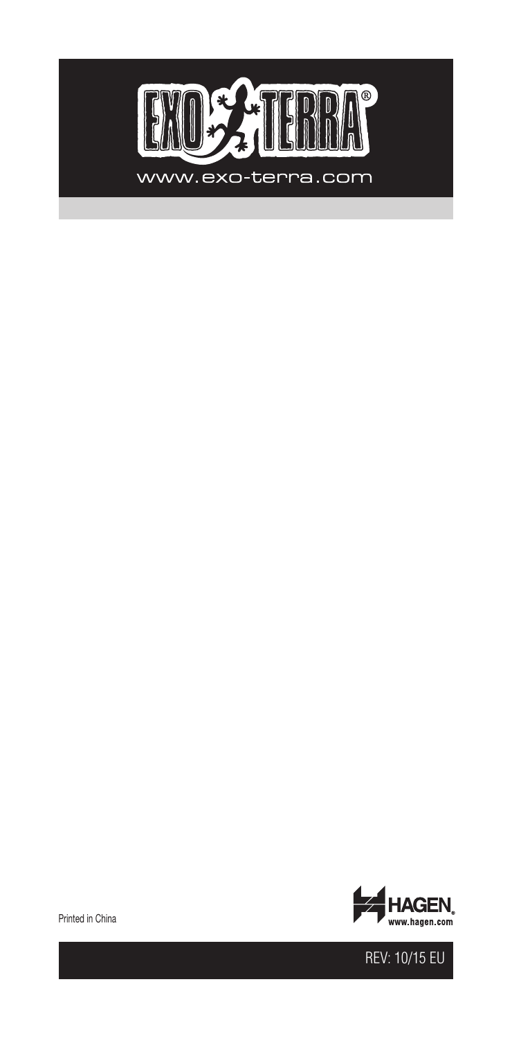EXO TERRA®

www.exo-terra.com

Printed in China

HAGEN®
www.hagen.com

REV: 10/15 EU